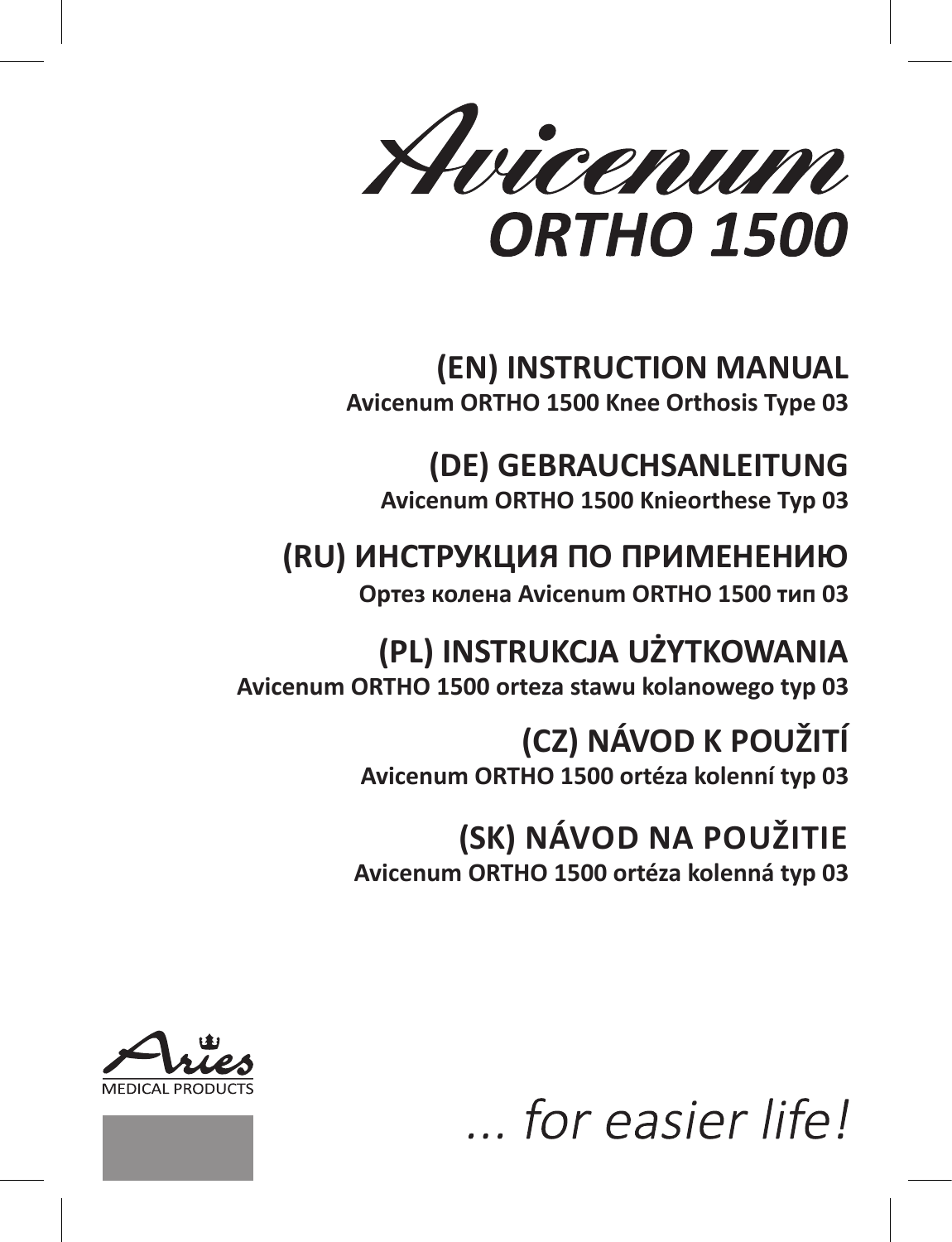# Avicenum ORTHO 1500

## (EN) INSTRUCTION MANUAL
**Avicenum ORTHO 1500 Knee Orthosis Type 03**

## (DE) GEBRAUCHSANLEITUNG
**Avicenum ORTHO 1500 Knieorthese Typ 03**

## (RU) ИНСТРУКЦИЯ ПО ПРИМЕНЕНИЮ
**Ортез колена Avicenum ORTHO 1500 тип 03**

## (PL) INSTRUKCJA UŻYTKOWANIA
**Avicenum ORTHO 1500 orteza stawu kolanowego typ 03**

## (CZ) NÁVOD K POUŽITÍ
**Avicenum ORTHO 1500 ortéza kolenní typ 03**

## (SK) NÁVOD NA POUŽITIE
**Avicenum ORTHO 1500 ortéza kolenná typ 03**

Aries MEDICAL PRODUCTS

*... for easier life!*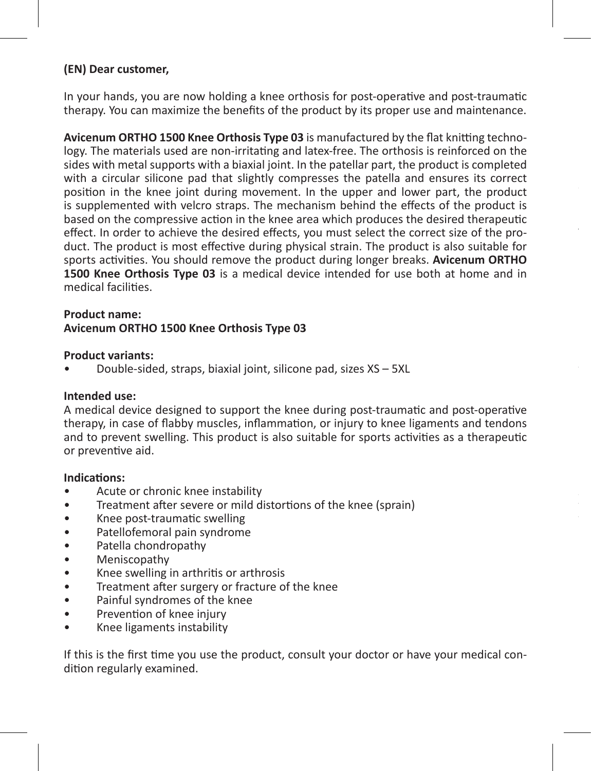**(EN) Dear customer,**

In your hands, you are now holding a knee orthosis for post-operative and post-traumatic therapy. You can maximize the benefits of the product by its proper use and maintenance.

**Avicenum ORTHO 1500 Knee Orthosis Type 03** is manufactured by the flat knitting technology. The materials used are non-irritating and latex-free. The orthosis is reinforced on the sides with metal supports with a biaxial joint. In the patellar part, the product is completed with a circular silicone pad that slightly compresses the patella and ensures its correct position in the knee joint during movement. In the upper and lower part, the product is supplemented with velcro straps. The mechanism behind the effects of the product is based on the compressive action in the knee area which produces the desired therapeutic effect. In order to achieve the desired effects, you must select the correct size of the product. The product is most effective during physical strain. The product is also suitable for sports activities. You should remove the product during longer breaks. **Avicenum ORTHO 1500 Knee Orthosis Type 03** is a medical device intended for use both at home and in medical facilities.

**Product name:**
**Avicenum ORTHO 1500 Knee Orthosis Type 03**

**Product variants:**

- Double-sided, straps, biaxial joint, silicone pad, sizes XS – 5XL

**Intended use:**
A medical device designed to support the knee during post-traumatic and post-operative therapy, in case of flabby muscles, inflammation, or injury to knee ligaments and tendons and to prevent swelling. This product is also suitable for sports activities as a therapeutic or preventive aid.

**Indications:**

- Acute or chronic knee instability
- Treatment after severe or mild distortions of the knee (sprain)
- Knee post-traumatic swelling
- Patellofemoral pain syndrome
- Patella chondropathy
- Meniscopathy
- Knee swelling in arthritis or arthrosis
- Treatment after surgery or fracture of the knee
- Painful syndromes of the knee
- Prevention of knee injury
- Knee ligaments instability

If this is the first time you use the product, consult your doctor or have your medical condition regularly examined.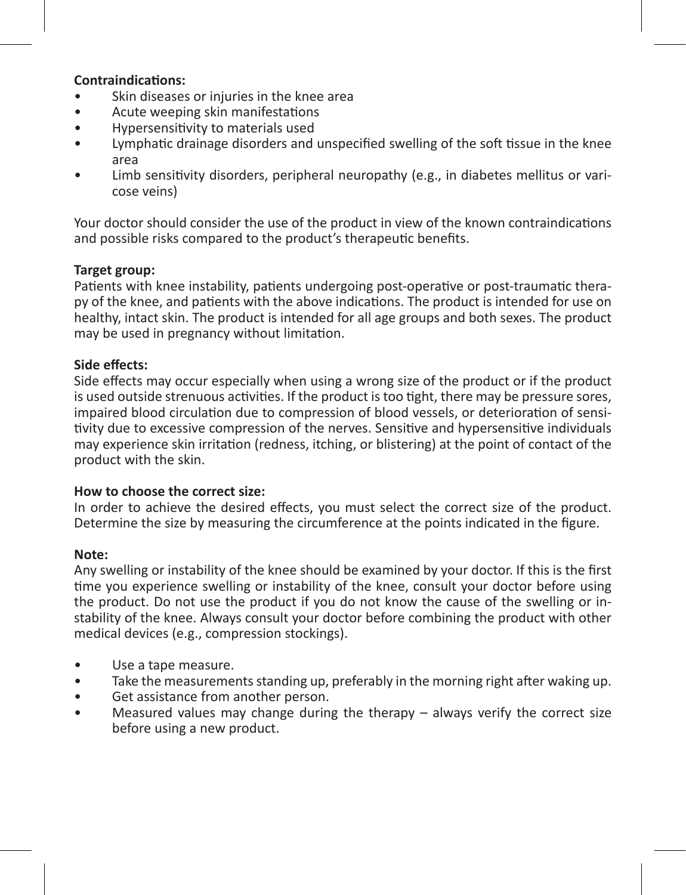**Contraindications:**

- Skin diseases or injuries in the knee area
- Acute weeping skin manifestations
- Hypersensitivity to materials used
- Lymphatic drainage disorders and unspecified swelling of the soft tissue in the knee area
- Limb sensitivity disorders, peripheral neuropathy (e.g., in diabetes mellitus or varicose veins)

Your doctor should consider the use of the product in view of the known contraindications and possible risks compared to the product's therapeutic benefits.

**Target group:**

Patients with knee instability, patients undergoing post-operative or post-traumatic therapy of the knee, and patients with the above indications. The product is intended for use on healthy, intact skin. The product is intended for all age groups and both sexes. The product may be used in pregnancy without limitation.

**Side effects:**

Side effects may occur especially when using a wrong size of the product or if the product is used outside strenuous activities. If the product is too tight, there may be pressure sores, impaired blood circulation due to compression of blood vessels, or deterioration of sensitivity due to excessive compression of the nerves. Sensitive and hypersensitive individuals may experience skin irritation (redness, itching, or blistering) at the point of contact of the product with the skin.

**How to choose the correct size:**

In order to achieve the desired effects, you must select the correct size of the product. Determine the size by measuring the circumference at the points indicated in the figure.

**Note:**

Any swelling or instability of the knee should be examined by your doctor. If this is the first time you experience swelling or instability of the knee, consult your doctor before using the product. Do not use the product if you do not know the cause of the swelling or instability of the knee. Always consult your doctor before combining the product with other medical devices (e.g., compression stockings).

- Use a tape measure.
- Take the measurements standing up, preferably in the morning right after waking up.
- Get assistance from another person.
- Measured values may change during the therapy – always verify the correct size before using a new product.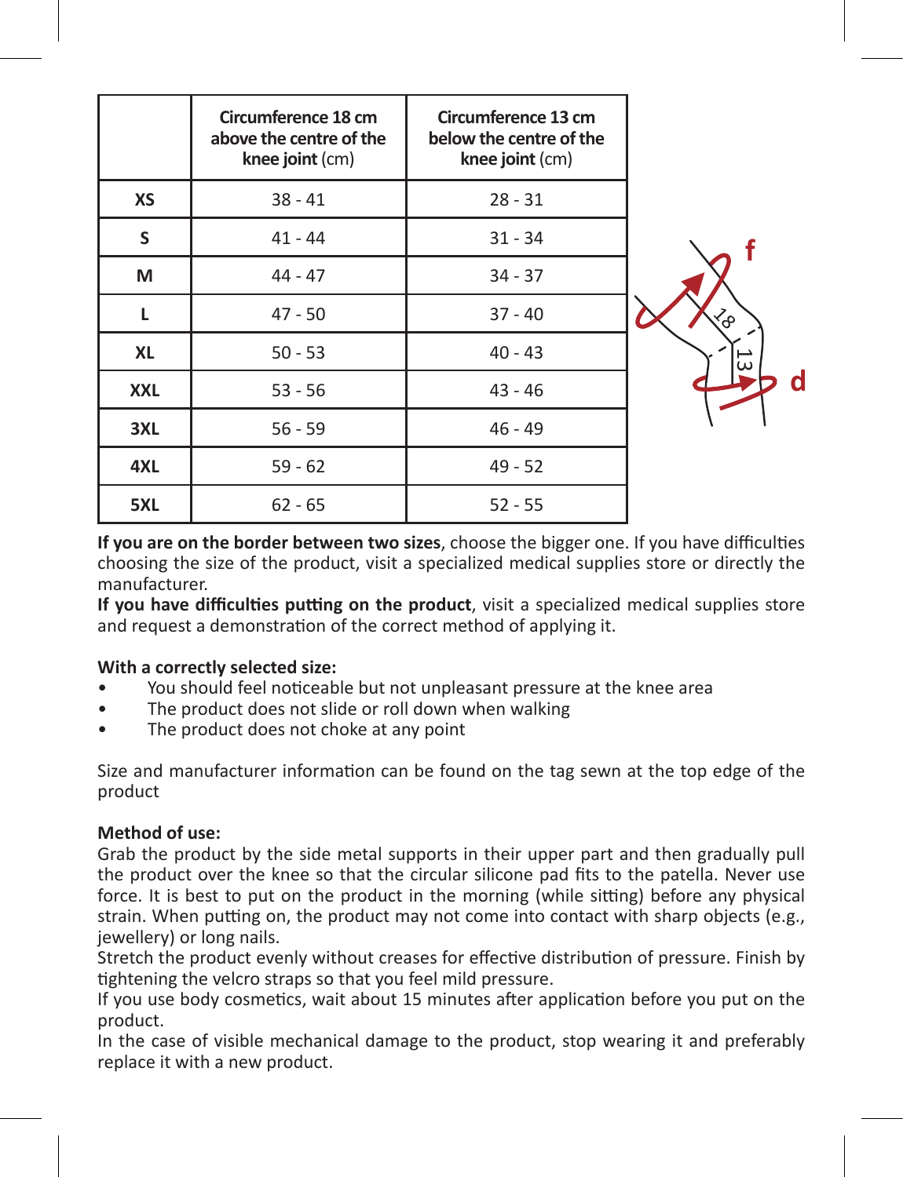|  | **Circumference 18 cm above the centre of the knee joint** (cm) | **Circumference 13 cm below the centre of the knee joint** (cm) |
|---|---|---|
| **XS** | 38 - 41 | 28 - 31 |
| **S** | 41 - 44 | 31 - 34 |
| **M** | 44 - 47 | 34 - 37 |
| **L** | 47 - 50 | 37 - 40 |
| **XL** | 50 - 53 | 40 - 43 |
| **XXL** | 53 - 56 | 43 - 46 |
| **3XL** | 56 - 59 | 46 - 49 |
| **4XL** | 59 - 62 | 49 - 52 |
| **5XL** | 62 - 65 | 52 - 55 |

**If you are on the border between two sizes**, choose the bigger one. If you have difficulties choosing the size of the product, visit a specialized medical supplies store or directly the manufacturer.
**If you have difficulties putting on the product**, visit a specialized medical supplies store and request a demonstration of the correct method of applying it.

**With a correctly selected size:**

- You should feel noticeable but not unpleasant pressure at the knee area
- The product does not slide or roll down when walking
- The product does not choke at any point

Size and manufacturer information can be found on the tag sewn at the top edge of the product

**Method of use:**
Grab the product by the side metal supports in their upper part and then gradually pull the product over the knee so that the circular silicone pad fits to the patella. Never use force. It is best to put on the product in the morning (while sitting) before any physical strain. When putting on, the product may not come into contact with sharp objects (e.g., jewellery) or long nails.
Stretch the product evenly without creases for effective distribution of pressure. Finish by tightening the velcro straps so that you feel mild pressure.
If you use body cosmetics, wait about 15 minutes after application before you put on the product.
In the case of visible mechanical damage to the product, stop wearing it and preferably replace it with a new product.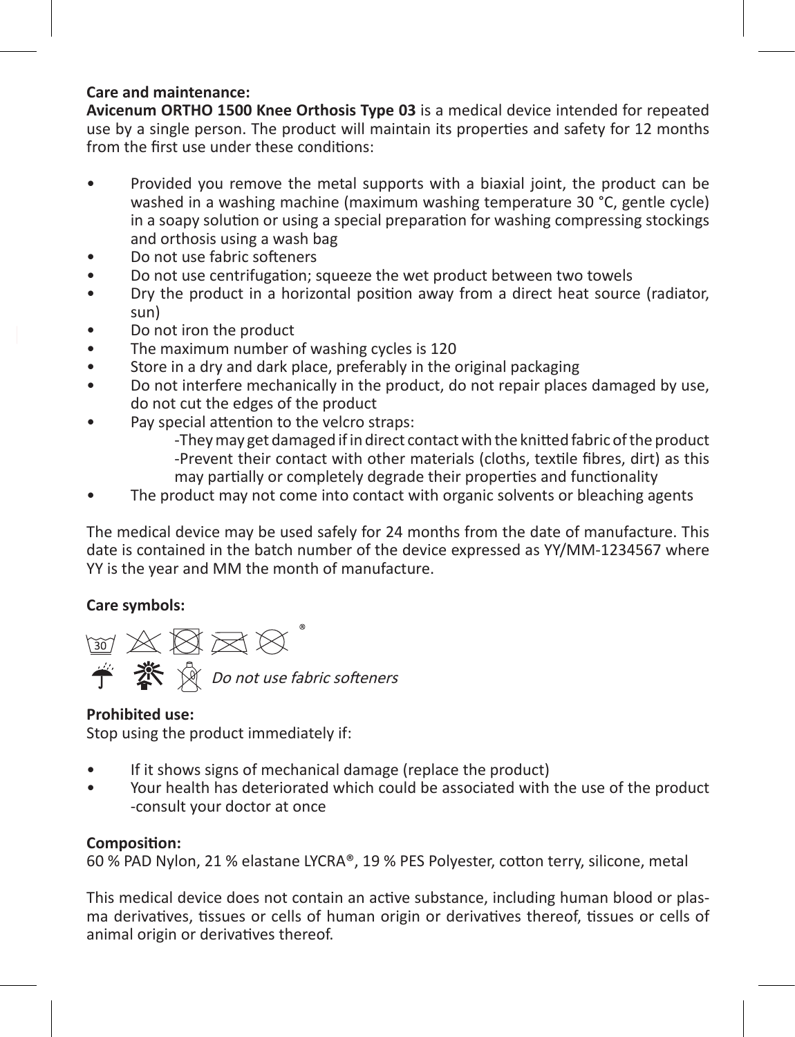**Care and maintenance:**
**Avicenum ORTHO 1500 Knee Orthosis Type 03** is a medical device intended for repeated use by a single person. The product will maintain its properties and safety for 12 months from the first use under these conditions:

- Provided you remove the metal supports with a biaxial joint, the product can be washed in a washing machine (maximum washing temperature 30 °C, gentle cycle) in a soapy solution or using a special preparation for washing compressing stockings and orthosis using a wash bag
- Do not use fabric softeners
- Do not use centrifugation; squeeze the wet product between two towels
- Dry the product in a horizontal position away from a direct heat source (radiator, sun)
- Do not iron the product
- The maximum number of washing cycles is 120
- Store in a dry and dark place, preferably in the original packaging
- Do not interfere mechanically in the product, do not repair places damaged by use, do not cut the edges of the product
- Pay special attention to the velcro straps:
  -They may get damaged if in direct contact with the knitted fabric of the product
  -Prevent their contact with other materials (cloths, textile fibres, dirt) as this may partially or completely degrade their properties and functionality
- The product may not come into contact with organic solvents or bleaching agents

The medical device may be used safely for 24 months from the date of manufacture. This date is contained in the batch number of the device expressed as YY/MM-1234567 where YY is the year and MM the month of manufacture.

**Care symbols:**

*Do not use fabric softeners*

**Prohibited use:**
Stop using the product immediately if:

- If it shows signs of mechanical damage (replace the product)
- Your health has deteriorated which could be associated with the use of the product -consult your doctor at once

**Composition:**
60 % PAD Nylon, 21 % elastane LYCRA®, 19 % PES Polyester, cotton terry, silicone, metal

This medical device does not contain an active substance, including human blood or plasma derivatives, tissues or cells of human origin or derivatives thereof, tissues or cells of animal origin or derivatives thereof.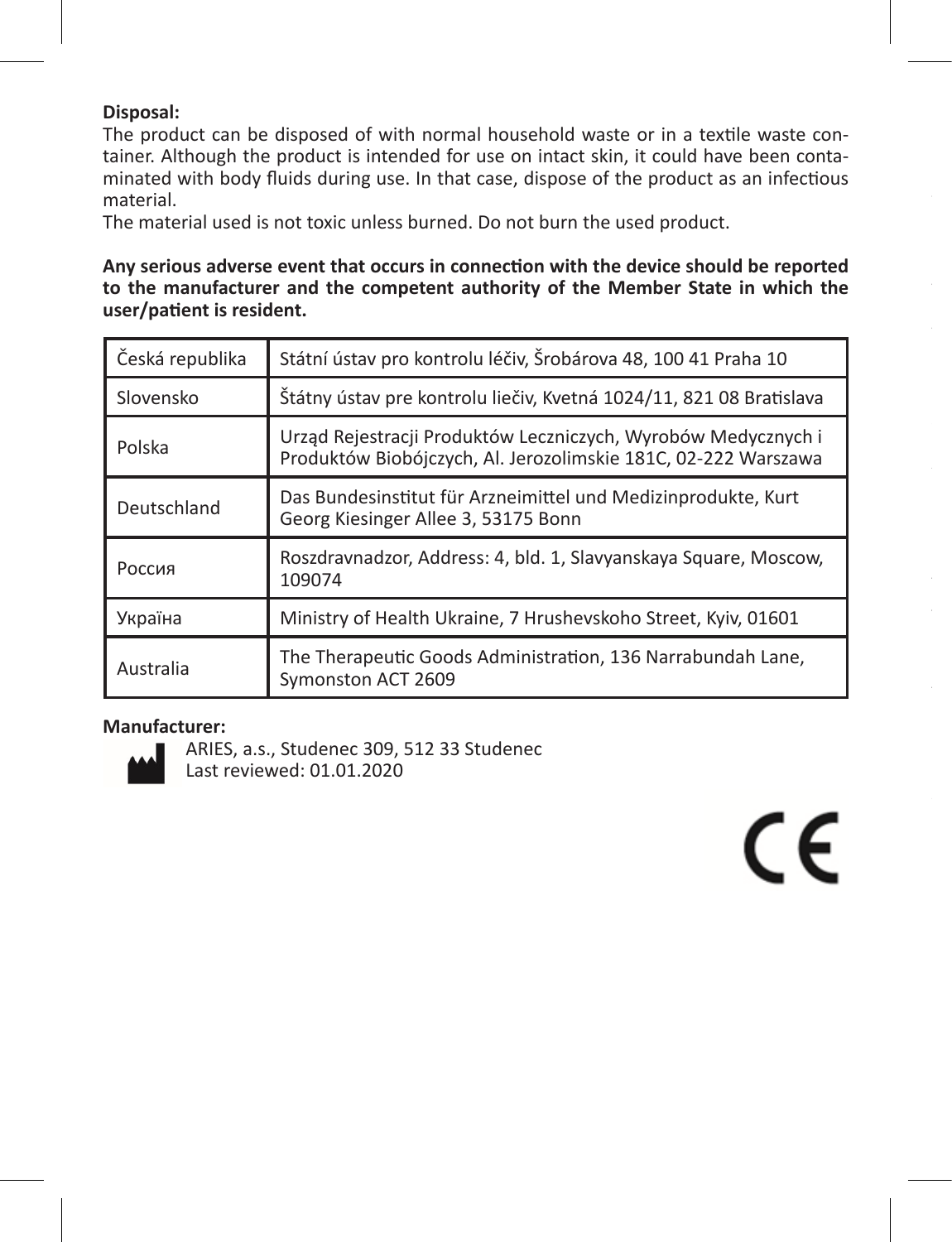**Disposal:**
The product can be disposed of with normal household waste or in a textile waste container. Although the product is intended for use on intact skin, it could have been contaminated with body fluids during use. In that case, dispose of the product as an infectious material.
The material used is not toxic unless burned. Do not burn the used product.

**Any serious adverse event that occurs in connection with the device should be reported to the manufacturer and the competent authority of the Member State in which the user/patient is resident.**

| | |
|---|---|
| Česká republika | Státní ústav pro kontrolu léčiv, Šrobárova 48, 100 41 Praha 10 |
| Slovensko | Štátny ústav pre kontrolu liečiv, Kvetná 1024/11, 821 08 Bratislava |
| Polska | Urząd Rejestracji Produktów Leczniczych, Wyrobów Medycznych i Produktów Biobójczych, Al. Jerozolimskie 181C, 02-222 Warszawa |
| Deutschland | Das Bundesinstitut für Arzneimittel und Medizinprodukte, Kurt Georg Kiesinger Allee 3, 53175 Bonn |
| Россия | Roszdravnadzor, Address: 4, bld. 1, Slavyanskaya Square, Moscow, 109074 |
| Україна | Ministry of Health Ukraine, 7 Hrushevskoho Street, Kyiv, 01601 |
| Australia | The Therapeutic Goods Administration, 136 Narrabundah Lane, Symonston ACT 2609 |

**Manufacturer:**
ARIES, a.s., Studenec 309, 512 33 Studenec
Last reviewed: 01.01.2020

CE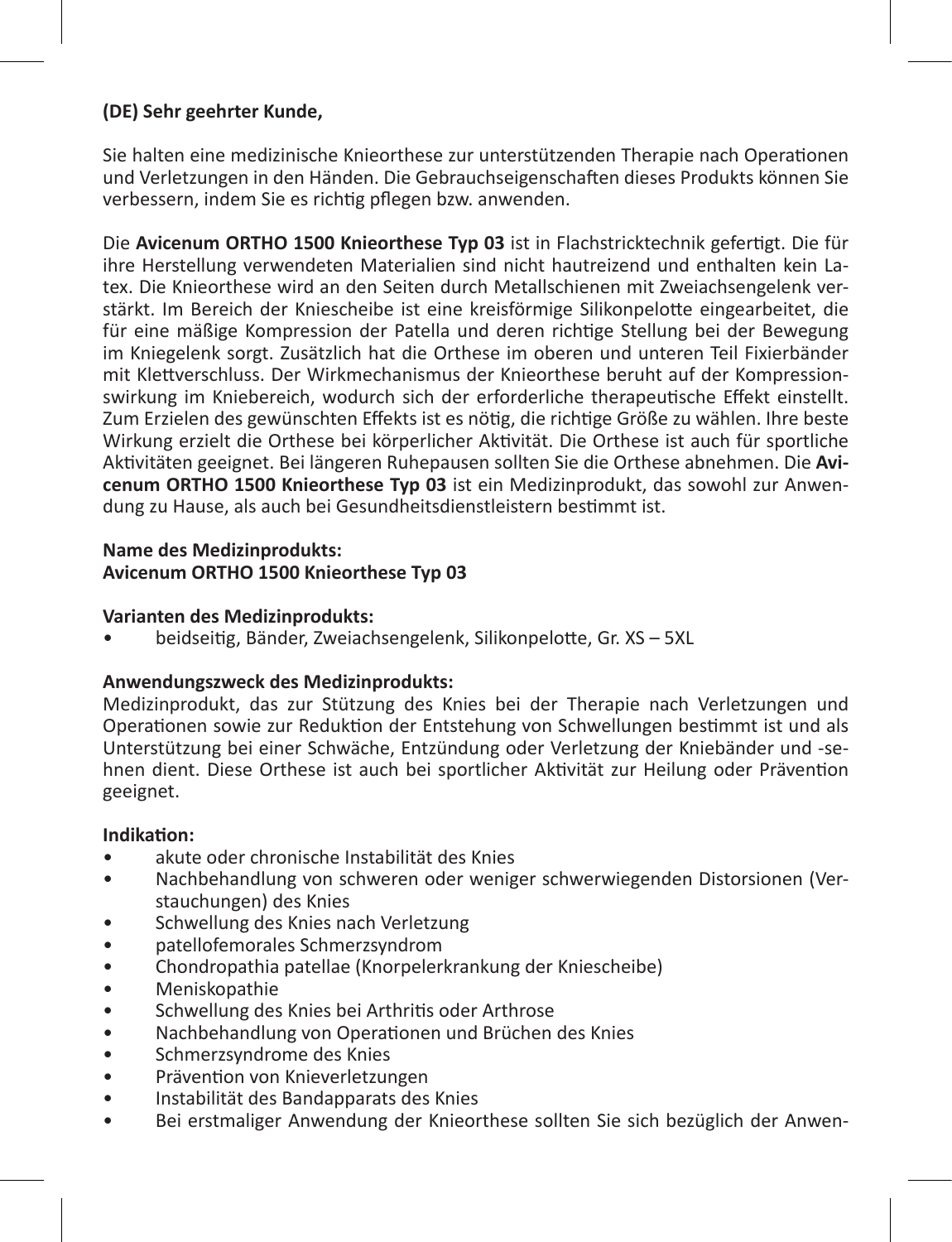**(DE) Sehr geehrter Kunde,**

Sie halten eine medizinische Knieorthese zur unterstützenden Therapie nach Operationen und Verletzungen in den Händen. Die Gebrauchseigenschaften dieses Produkts können Sie verbessern, indem Sie es richtig pflegen bzw. anwenden.

Die **Avicenum ORTHO 1500 Knieorthese Typ 03** ist in Flachstricktechnik gefertigt. Die für ihre Herstellung verwendeten Materialien sind nicht hautreizend und enthalten kein Latex. Die Knieorthese wird an den Seiten durch Metallschienen mit Zweiachsengelenk verstärkt. Im Bereich der Kniescheibe ist eine kreisförmige Silikonpelotte eingearbeitet, die für eine mäßige Kompression der Patella und deren richtige Stellung bei der Bewegung im Kniegelenk sorgt. Zusätzlich hat die Orthese im oberen und unteren Teil Fixierbänder mit Klettverschluss. Der Wirkmechanismus der Knieorthese beruht auf der Kompressionswirkung im Kniebereich, wodurch sich der erforderliche therapeutische Effekt einstellt. Zum Erzielen des gewünschten Effekts ist es nötig, die richtige Größe zu wählen. Ihre beste Wirkung erzielt die Orthese bei körperlicher Aktivität. Die Orthese ist auch für sportliche Aktivitäten geeignet. Bei längeren Ruhepausen sollten Sie die Orthese abnehmen. Die **Avicenum ORTHO 1500 Knieorthese Typ 03** ist ein Medizinprodukt, das sowohl zur Anwendung zu Hause, als auch bei Gesundheitsdienstleistern bestimmt ist.

**Name des Medizinprodukts:**
**Avicenum ORTHO 1500 Knieorthese Typ 03**

**Varianten des Medizinprodukts:**
- beidseitig, Bänder, Zweiachsengelenk, Silikonpelotte, Gr. XS – 5XL

**Anwendungszweck des Medizinprodukts:**
Medizinprodukt, das zur Stützung des Knies bei der Therapie nach Verletzungen und Operationen sowie zur Reduktion der Entstehung von Schwellungen bestimmt ist und als Unterstützung bei einer Schwäche, Entzündung oder Verletzung der Kniebänder und -sehnen dient. Diese Orthese ist auch bei sportlicher Aktivität zur Heilung oder Prävention geeignet.

**Indikation:**
- akute oder chronische Instabilität des Knies
- Nachbehandlung von schweren oder weniger schwerwiegenden Distorsionen (Verstauchungen) des Knies
- Schwellung des Knies nach Verletzung
- patellofemorales Schmerzsyndrom
- Chondropathia patellae (Knorpelerkrankung der Kniescheibe)
- Meniskopathie
- Schwellung des Knies bei Arthritis oder Arthrose
- Nachbehandlung von Operationen und Brüchen des Knies
- Schmerzsyndrome des Knies
- Prävention von Knieverletzungen
- Instabilität des Bandapparats des Knies
- Bei erstmaliger Anwendung der Knieorthese sollten Sie sich bezüglich der Anwen-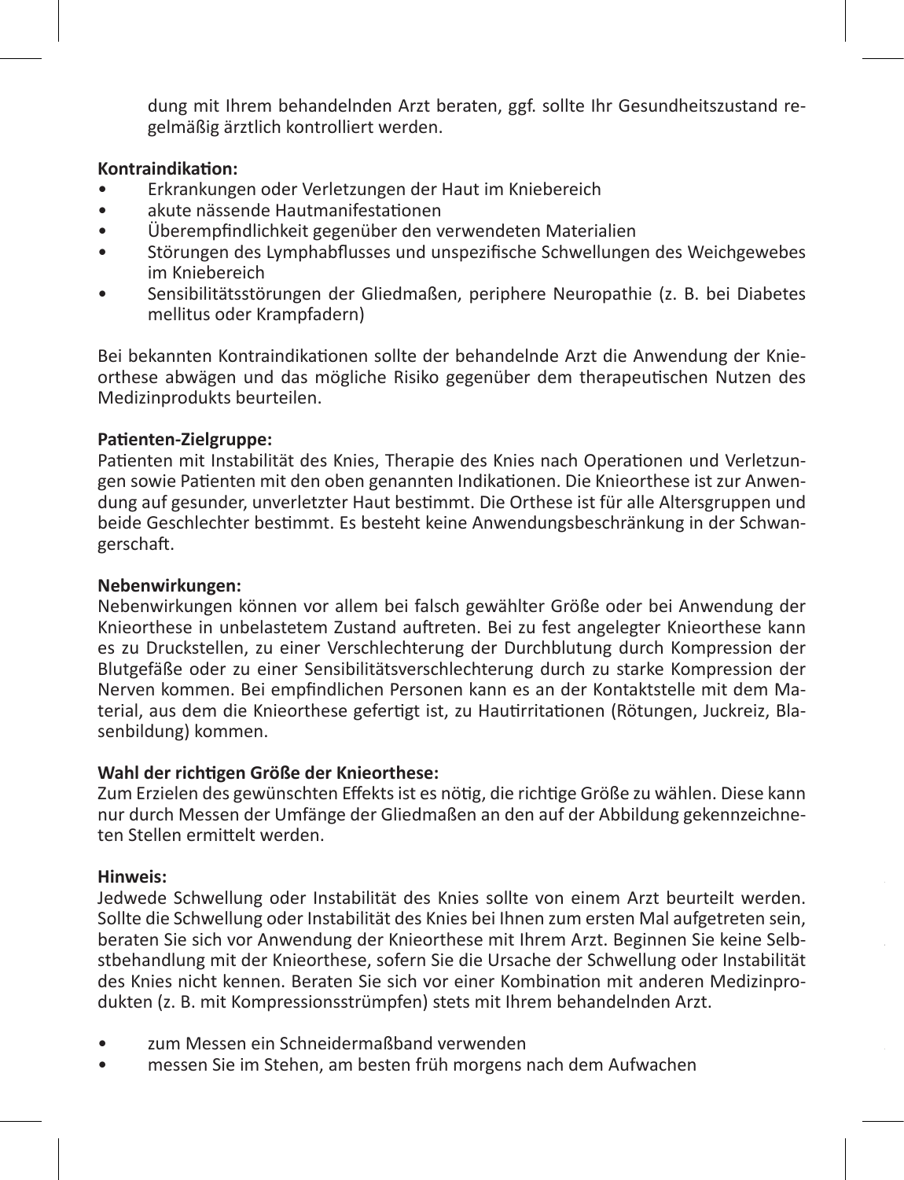dung mit Ihrem behandelnden Arzt beraten, ggf. sollte Ihr Gesundheitszustand regelmäßig ärztlich kontrolliert werden.

**Kontraindikation:**

- Erkrankungen oder Verletzungen der Haut im Kniebereich
- akute nässende Hautmanifestationen
- Überempfindlichkeit gegenüber den verwendeten Materialien
- Störungen des Lymphabflusses und unspezifische Schwellungen des Weichgewebes im Kniebereich
- Sensibilitätsstörungen der Gliedmaßen, periphere Neuropathie (z. B. bei Diabetes mellitus oder Krampfadern)

Bei bekannten Kontraindikationen sollte der behandelnde Arzt die Anwendung der Knieorthese abwägen und das mögliche Risiko gegenüber dem therapeutischen Nutzen des Medizinprodukts beurteilen.

**Patienten-Zielgruppe:**
Patienten mit Instabilität des Knies, Therapie des Knies nach Operationen und Verletzungen sowie Patienten mit den oben genannten Indikationen. Die Knieorthese ist zur Anwendung auf gesunder, unverletzter Haut bestimmt. Die Orthese ist für alle Altersgruppen und beide Geschlechter bestimmt. Es besteht keine Anwendungsbeschränkung in der Schwangerschaft.

**Nebenwirkungen:**
Nebenwirkungen können vor allem bei falsch gewählter Größe oder bei Anwendung der Knieorthese in unbelastetem Zustand auftreten. Bei zu fest angelegter Knieorthese kann es zu Druckstellen, zu einer Verschlechterung der Durchblutung durch Kompression der Blutgefäße oder zu einer Sensibilitätsverschlechterung durch zu starke Kompression der Nerven kommen. Bei empfindlichen Personen kann es an der Kontaktstelle mit dem Material, aus dem die Knieorthese gefertigt ist, zu Hautirritationen (Rötungen, Juckreiz, Blasenbildung) kommen.

**Wahl der richtigen Größe der Knieorthese:**
Zum Erzielen des gewünschten Effekts ist es nötig, die richtige Größe zu wählen. Diese kann nur durch Messen der Umfänge der Gliedmaßen an den auf der Abbildung gekennzeichneten Stellen ermittelt werden.

**Hinweis:**
Jedwede Schwellung oder Instabilität des Knies sollte von einem Arzt beurteilt werden. Sollte die Schwellung oder Instabilität des Knies bei Ihnen zum ersten Mal aufgetreten sein, beraten Sie sich vor Anwendung der Knieorthese mit Ihrem Arzt. Beginnen Sie keine Selbstbehandlung mit der Knieorthese, sofern Sie die Ursache der Schwellung oder Instabilität des Knies nicht kennen. Beraten Sie sich vor einer Kombination mit anderen Medizinprodukten (z. B. mit Kompressionsstrümpfen) stets mit Ihrem behandelnden Arzt.

- zum Messen ein Schneidermaßband verwenden
- messen Sie im Stehen, am besten früh morgens nach dem Aufwachen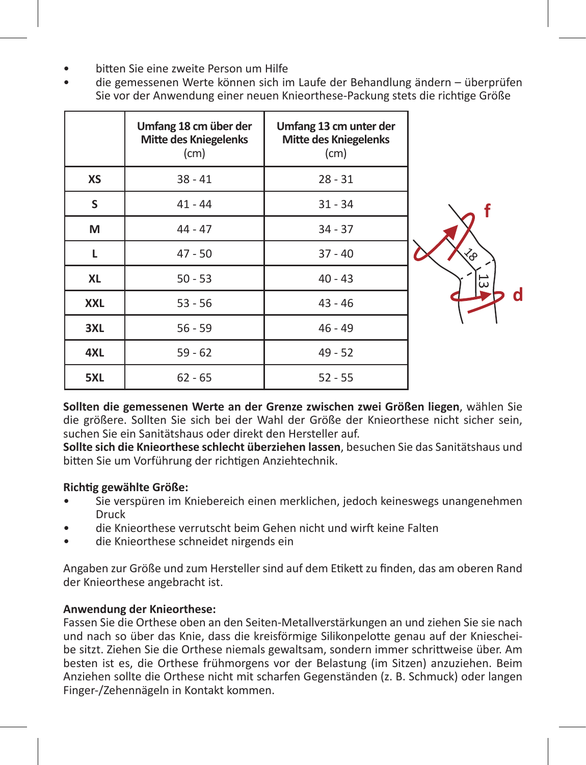- bitten Sie eine zweite Person um Hilfe
- die gemessenen Werte können sich im Laufe der Behandlung ändern – überprüfen Sie vor der Anwendung einer neuen Knieorthese-Packung stets die richtige Größe

| | **Umfang 18 cm über der Mitte des Kniegelenks** (cm) | **Umfang 13 cm unter der Mitte des Kniegelenks** (cm) |
|---|---|---|
| **XS** | 38 - 41 | 28 - 31 |
| **S** | 41 - 44 | 31 - 34 |
| **M** | 44 - 47 | 34 - 37 |
| **L** | 47 - 50 | 37 - 40 |
| **XL** | 50 - 53 | 40 - 43 |
| **XXL** | 53 - 56 | 43 - 46 |
| **3XL** | 56 - 59 | 46 - 49 |
| **4XL** | 59 - 62 | 49 - 52 |
| **5XL** | 62 - 65 | 52 - 55 |

**Sollten die gemessenen Werte an der Grenze zwischen zwei Größen liegen**, wählen Sie die größere. Sollten Sie sich bei der Wahl der Größe der Knieorthese nicht sicher sein, suchen Sie ein Sanitätshaus oder direkt den Hersteller auf.
**Sollte sich die Knieorthese schlecht überziehen lassen**, besuchen Sie das Sanitätshaus und bitten Sie um Vorführung der richtigen Anziehtechnik.

**Richtig gewählte Größe:**

- Sie verspüren im Kniebereich einen merklichen, jedoch keineswegs unangenehmen Druck
- die Knieorthese verrutscht beim Gehen nicht und wirft keine Falten
- die Knieorthese schneidet nirgends ein

Angaben zur Größe und zum Hersteller sind auf dem Etikett zu finden, das am oberen Rand der Knieorthese angebracht ist.

**Anwendung der Knieorthese:**
Fassen Sie die Orthese oben an den Seiten-Metallverstärkungen an und ziehen Sie sie nach und nach so über das Knie, dass die kreisförmige Silikonpelotte genau auf der Kniescheibe sitzt. Ziehen Sie die Orthese niemals gewaltsam, sondern immer schrittweise über. Am besten ist es, die Orthese frühmorgens vor der Belastung (im Sitzen) anzuziehen. Beim Anziehen sollte die Orthese nicht mit scharfen Gegenständen (z. B. Schmuck) oder langen Finger-/Zehennägeln in Kontakt kommen.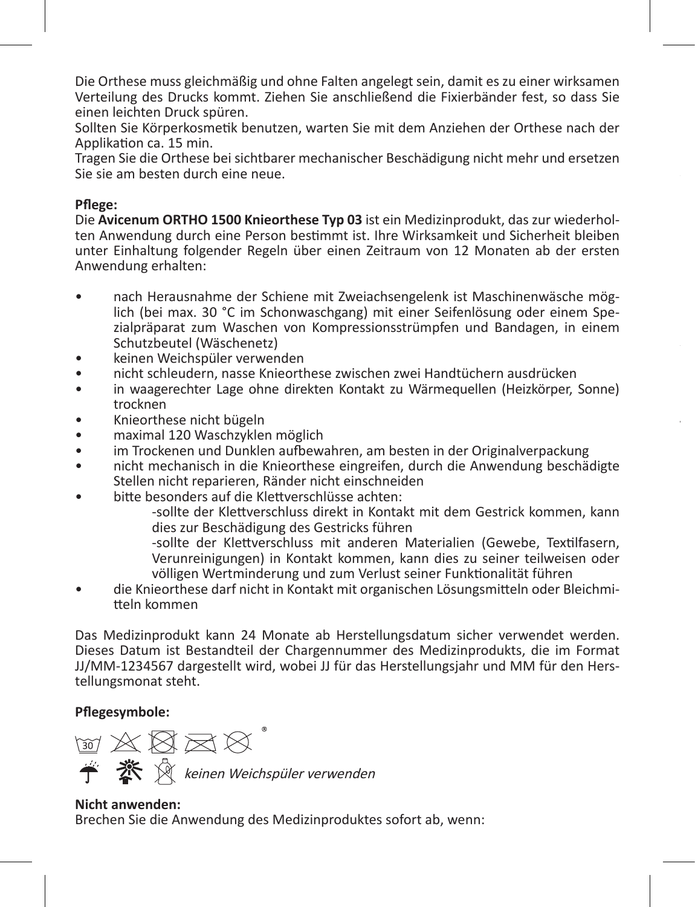Die Orthese muss gleichmäßig und ohne Falten angelegt sein, damit es zu einer wirksamen Verteilung des Drucks kommt. Ziehen Sie anschließend die Fixierbänder fest, so dass Sie einen leichten Druck spüren.
Sollten Sie Körperkosmetik benutzen, warten Sie mit dem Anziehen der Orthese nach der Applikation ca. 15 min.
Tragen Sie die Orthese bei sichtbarer mechanischer Beschädigung nicht mehr und ersetzen Sie sie am besten durch eine neue.

**Pflege:**
Die **Avicenum ORTHO 1500 Knieorthese Typ 03** ist ein Medizinprodukt, das zur wiederholten Anwendung durch eine Person bestimmt ist. Ihre Wirksamkeit und Sicherheit bleiben unter Einhaltung folgender Regeln über einen Zeitraum von 12 Monaten ab der ersten Anwendung erhalten:

- nach Herausnahme der Schiene mit Zweiachsengelenk ist Maschinenwäsche möglich (bei max. 30 °C im Schonwaschgang) mit einer Seifenlösung oder einem Spezialpräparat zum Waschen von Kompressionsstrümpfen und Bandagen, in einem Schutzbeutel (Wäschenetz)
- keinen Weichspüler verwenden
- nicht schleudern, nasse Knieorthese zwischen zwei Handtüchern ausdrücken
- in waagerechter Lage ohne direkten Kontakt zu Wärmequellen (Heizkörper, Sonne) trocknen
- Knieorthese nicht bügeln
- maximal 120 Waschzyklen möglich
- im Trockenen und Dunklen aufbewahren, am besten in der Originalverpackung
- nicht mechanisch in die Knieorthese eingreifen, durch die Anwendung beschädigte Stellen nicht reparieren, Ränder nicht einschneiden
- bitte besonders auf die Klettverschlüsse achten:
  - sollte der Klettverschluss direkt in Kontakt mit dem Gestrick kommen, kann dies zur Beschädigung des Gestricks führen
  - sollte der Klettverschluss mit anderen Materialien (Gewebe, Textilfasern, Verunreinigungen) in Kontakt kommen, kann dies zu seiner teilweisen oder völligen Wertminderung und zum Verlust seiner Funktionalität führen
- die Knieorthese darf nicht in Kontakt mit organischen Lösungsmitteln oder Bleichmitteln kommen

Das Medizinprodukt kann 24 Monate ab Herstellungsdatum sicher verwendet werden. Dieses Datum ist Bestandteil der Chargennummer des Medizinprodukts, die im Format JJ/MM-1234567 dargestellt wird, wobei JJ für das Herstellungsjahr und MM für den Herstellungsmonat steht.

**Pflegesymbole:**

*keinen Weichspüler verwenden*

**Nicht anwenden:**
Brechen Sie die Anwendung des Medizinproduktes sofort ab, wenn: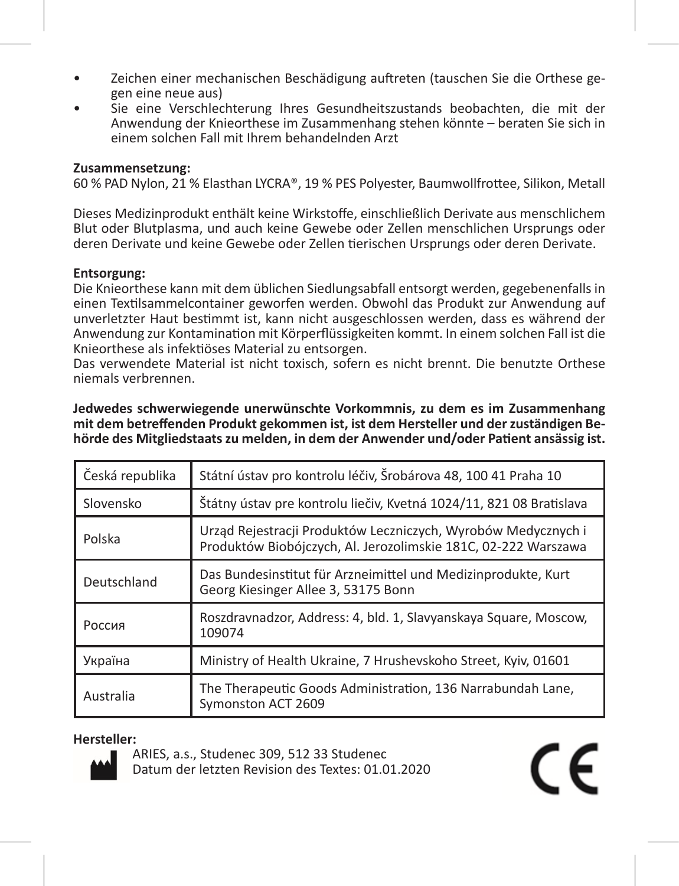- Zeichen einer mechanischen Beschädigung auftreten (tauschen Sie die Orthese gegen eine neue aus)
- Sie eine Verschlechterung Ihres Gesundheitszustands beobachten, die mit der Anwendung der Knieorthese im Zusammenhang stehen könnte – beraten Sie sich in einem solchen Fall mit Ihrem behandelnden Arzt

**Zusammensetzung:**
60 % PAD Nylon, 21 % Elasthan LYCRA®, 19 % PES Polyester, Baumwollfrottee, Silikon, Metall

Dieses Medizinprodukt enthält keine Wirkstoffe, einschließlich Derivate aus menschlichem Blut oder Blutplasma, und auch keine Gewebe oder Zellen menschlichen Ursprungs oder deren Derivate und keine Gewebe oder Zellen tierischen Ursprungs oder deren Derivate.

**Entsorgung:**
Die Knieorthese kann mit dem üblichen Siedlungsabfall entsorgt werden, gegebenenfalls in einen Textilsammelcontainer geworfen werden. Obwohl das Produkt zur Anwendung auf unverletzter Haut bestimmt ist, kann nicht ausgeschlossen werden, dass es während der Anwendung zur Kontamination mit Körperflüssigkeiten kommt. In einem solchen Fall ist die Knieorthese als infektiöses Material zu entsorgen.
Das verwendete Material ist nicht toxisch, sofern es nicht brennt. Die benutzte Orthese niemals verbrennen.

**Jedwedes schwerwiegende unerwünschte Vorkommnis, zu dem es im Zusammenhang mit dem betreffenden Produkt gekommen ist, ist dem Hersteller und der zuständigen Behörde des Mitgliedstaats zu melden, in dem der Anwender und/oder Patient ansässig ist.**

| | |
|---|---|
| Česká republika | Státní ústav pro kontrolu léčiv, Šrobárova 48, 100 41 Praha 10 |
| Slovensko | Štátny ústav pre kontrolu liečiv, Kvetná 1024/11, 821 08 Bratislava |
| Polska | Urząd Rejestracji Produktów Leczniczych, Wyrobów Medycznych i Produktów Biobójczych, Al. Jerozolimskie 181C, 02-222 Warszawa |
| Deutschland | Das Bundesinstitut für Arzneimittel und Medizinprodukte, Kurt Georg Kiesinger Allee 3, 53175 Bonn |
| Россия | Roszdravnadzor, Address: 4, bld. 1, Slavyanskaya Square, Moscow, 109074 |
| Україна | Ministry of Health Ukraine, 7 Hrushevskoho Street, Kyiv, 01601 |
| Australia | The Therapeutic Goods Administration, 136 Narrabundah Lane, Symonston ACT 2609 |

**Hersteller:**
ARIES, a.s., Studenec 309, 512 33 Studenec
Datum der letzten Revision des Textes: 01.01.2020

CE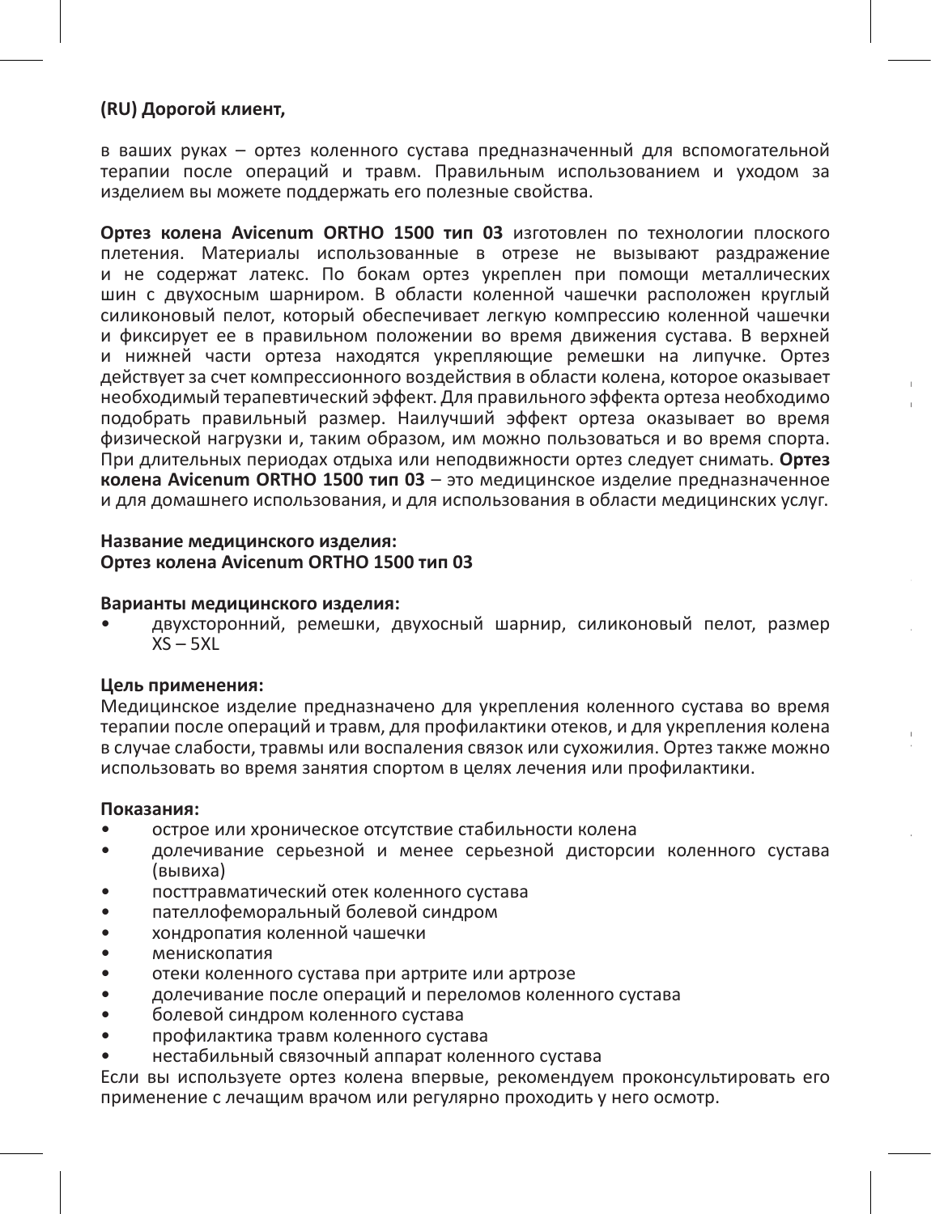**(RU) Дорогой клиент,**

в ваших руках – ортез коленного сустава предназначенный для вспомогательной терапии после операций и травм. Правильным использованием и уходом за изделием вы можете поддержать его полезные свойства.

**Ортез колена Avicenum ORTHO 1500 тип 03** изготовлен по технологии плоского плетения. Материалы использованные в отрезе не вызывают раздражение и не содержат латекс. По бокам ортез укреплен при помощи металлических шин с двухосным шарниром. В области коленной чашечки расположен круглый силиконовый пелот, который обеспечивает легкую компрессию коленной чашечки и фиксирует ее в правильном положении во время движения сустава. В верхней и нижней части ортеза находятся укрепляющие ремешки на липучке. Ортез действует за счет компрессионного воздействия в области колена, которое оказывает необходимый терапевтический эффект. Для правильного эффекта ортеза необходимо подобрать правильный размер. Наилучший эффект ортеза оказывает во время физической нагрузки и, таким образом, им можно пользоваться и во время спорта. При длительных периодах отдыха или неподвижности ортез следует снимать. **Ортез колена Avicenum ORTHO 1500 тип 03** – это медицинское изделие предназначенное и для домашнего использования, и для использования в области медицинских услуг.

**Название медицинского изделия:**
**Ортез колена Avicenum ORTHO 1500 тип 03**

**Варианты медицинского изделия:**

- двухсторонний, ремешки, двухосный шарнир, силиконовый пелот, размер XS – 5XL

**Цель применения:**
Медицинское изделие предназначено для укрепления коленного сустава во время терапии после операций и травм, для профилактики отеков, и для укрепления колена в случае слабости, травмы или воспаления связок или сухожилия. Ортез также можно использовать во время занятия спортом в целях лечения или профилактики.

**Показания:**

- острое или хроническое отсутствие стабильности колена
- долечивание серьезной и менее серьезной дисторсии коленного сустава (вывиха)
- посттравматический отек коленного сустава
- пателлофеморальный болевой синдром
- хондропатия коленной чашечки
- менископатия
- отеки коленного сустава при артрите или артрозе
- долечивание после операций и переломов коленного сустава
- болевой синдром коленного сустава
- профилактика травм коленного сустава
- нестабильный связочный аппарат коленного сустава

Если вы используете ортез колена впервые, рекомендуем проконсультировать его применение с лечащим врачом или регулярно проходить у него осмотр.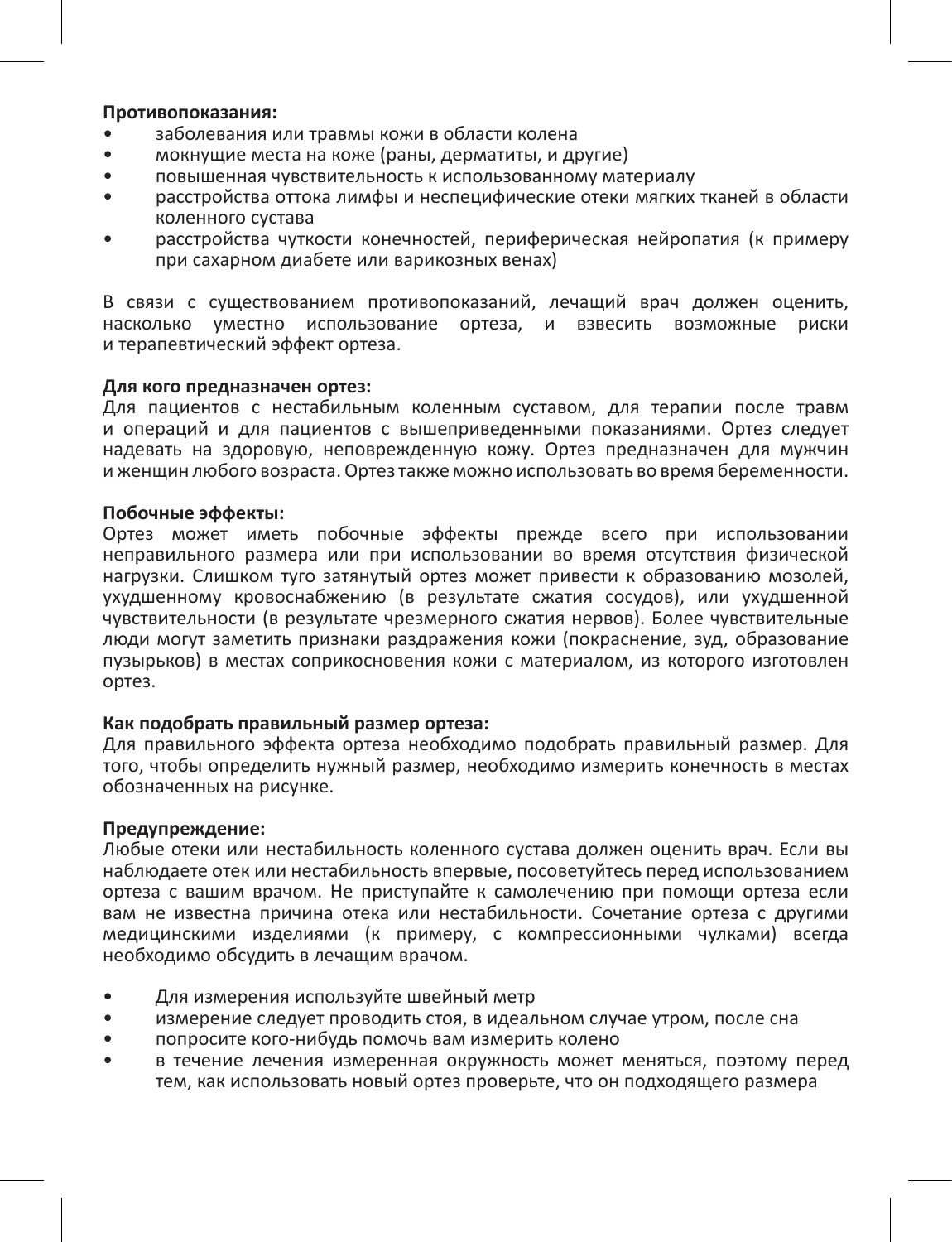**Противопоказания:**

- заболевания или травмы кожи в области колена
- мокнущие места на коже (раны, дерматиты, и другие)
- повышенная чувствительность к использованному материалу
- расстройства оттока лимфы и неспецифические отеки мягких тканей в области коленного сустава
- расстройства чуткости конечностей, периферическая нейропатия (к примеру при сахарном диабете или варикозных венах)

В связи с существованием противопоказаний, лечащий врач должен оценить, насколько уместно использование ортеза, и взвесить возможные риски и терапевтический эффект ортеза.

**Для кого предназначен ортез:**
Для пациентов с нестабильным коленным суставом, для терапии после травм и операций и для пациентов с вышеприведенными показаниями. Ортез следует надевать на здоровую, неповрежденную кожу. Ортез предназначен для мужчин и женщин любого возраста. Ортез также можно использовать во время беременности.

**Побочные эффекты:**
Ортез может иметь побочные эффекты прежде всего при использовании неправильного размера или при использовании во время отсутствия физической нагрузки. Слишком туго затянутый ортез может привести к образованию мозолей, ухудшенному кровоснабжению (в результате сжатия сосудов), или ухудшенной чувствительности (в результате чрезмерного сжатия нервов). Более чувствительные люди могут заметить признаки раздражения кожи (покраснение, зуд, образование пузырьков) в местах соприкосновения кожи с материалом, из которого изготовлен ортез.

**Как подобрать правильный размер ортеза:**
Для правильного эффекта ортеза необходимо подобрать правильный размер. Для того, чтобы определить нужный размер, необходимо измерить конечность в местах обозначенных на рисунке.

**Предупреждение:**
Любые отеки или нестабильность коленного сустава должен оценить врач. Если вы наблюдаете отек или нестабильность впервые, посоветуйтесь перед использованием ортеза с вашим врачом. Не приступайте к самолечению при помощи ортеза если вам не известна причина отека или нестабильности. Сочетание ортеза с другими медицинскими изделиями (к примеру, с компрессионными чулками) всегда необходимо обсудить в лечащим врачом.

- Для измерения используйте швейный метр
- измерение следует проводить стоя, в идеальном случае утром, после сна
- попросите кого-нибудь помочь вам измерить колено
- в течение лечения измеренная окружность может меняться, поэтому перед тем, как использовать новый ортез проверьте, что он подходящего размера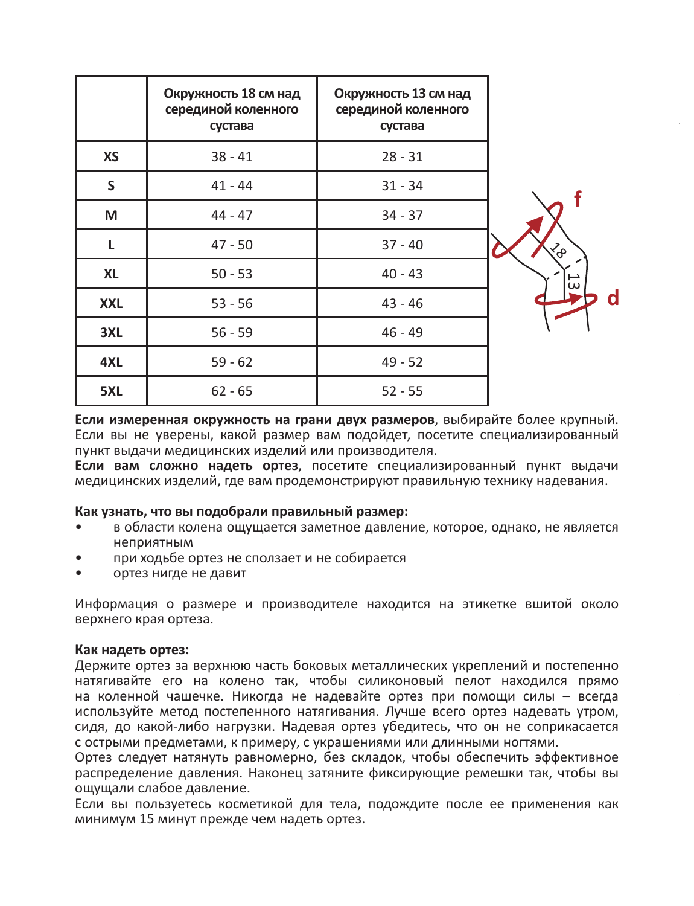|  | Окружность 18 см над серединой коленного сустава | Окружность 13 см над серединой коленного сустава |
|---|---|---|
| **XS** | 38 - 41 | 28 - 31 |
| **S** | 41 - 44 | 31 - 34 |
| **M** | 44 - 47 | 34 - 37 |
| **L** | 47 - 50 | 37 - 40 |
| **XL** | 50 - 53 | 40 - 43 |
| **XXL** | 53 - 56 | 43 - 46 |
| **3XL** | 56 - 59 | 46 - 49 |
| **4XL** | 59 - 62 | 49 - 52 |
| **5XL** | 62 - 65 | 52 - 55 |

**Если измеренная окружность на грани двух размеров**, выбирайте более крупный. Если вы не уверены, какой размер вам подойдет, посетите специализированный пункт выдачи медицинских изделий или производителя.
**Если вам сложно надеть ортез**, посетите специализированный пункт выдачи медицинских изделий, где вам продемонстрируют правильную технику надевания.

**Как узнать, что вы подобрали правильный размер:**

- в области колена ощущается заметное давление, которое, однако, не является неприятным
- при ходьбе ортез не сползает и не собирается
- ортез нигде не давит

Информация о размере и производителе находится на этикетке вшитой около верхнего края ортеза.

**Как надеть ортез:**
Держите ортез за верхнюю часть боковых металлических укреплений и постепенно натягивайте его на колено так, чтобы силиконовый пелот находился прямо на коленной чашечке. Никогда не надевайте ортез при помощи силы – всегда используйте метод постепенного натягивания. Лучше всего ортез надевать утром, сидя, до какой-либо нагрузки. Надевая ортез убедитесь, что он не соприкасается с острыми предметами, к примеру, с украшениями или длинными ногтями.
Ортез следует натянуть равномерно, без складок, чтобы обеспечить эффективное распределение давления. Наконец затяните фиксирующие ремешки так, чтобы вы ощущали слабое давление.
Если вы пользуетесь косметикой для тела, подождите после ее применения как минимум 15 минут прежде чем надеть ортез.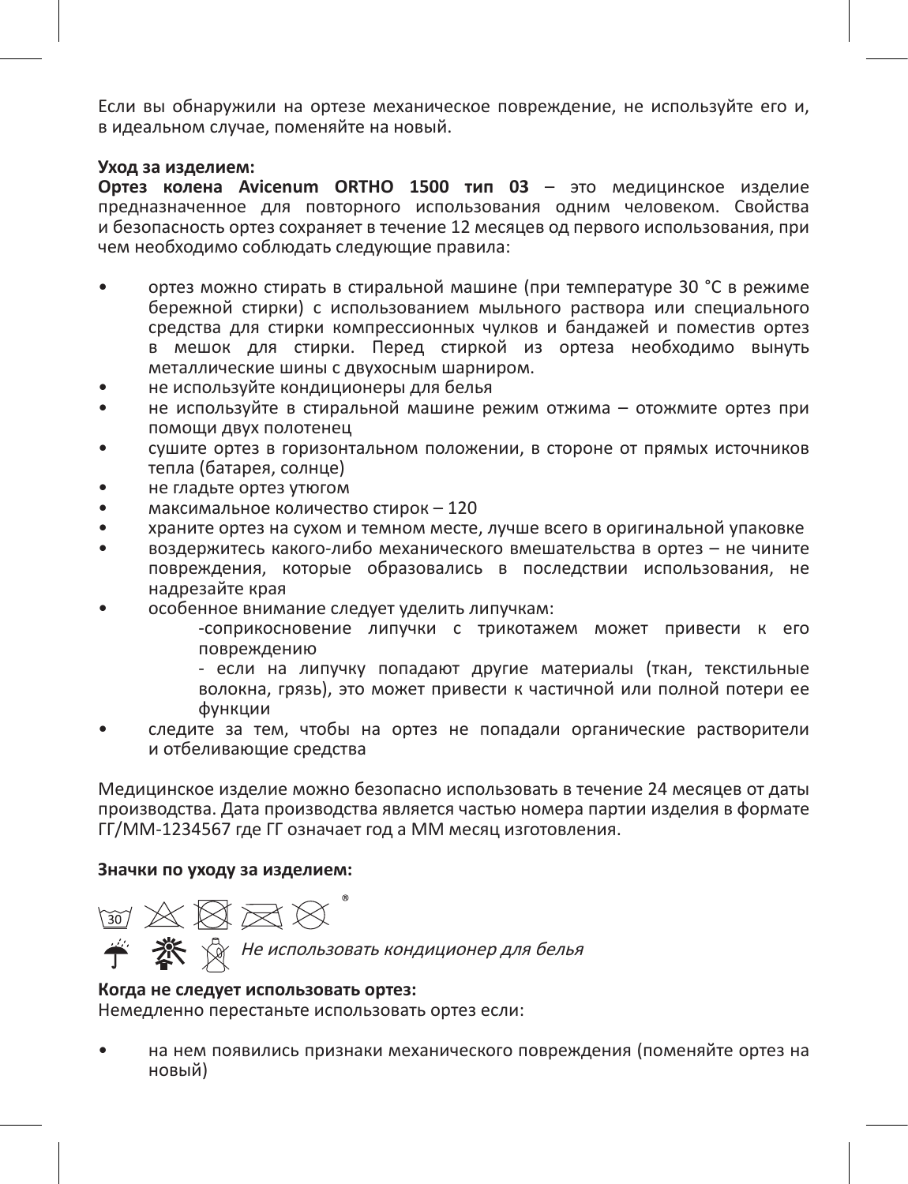Если вы обнаружили на ортезе механическое повреждение, не используйте его и, в идеальном случае, поменяйте на новый.

**Уход за изделием:**

**Ортез колена Avicenum ORTHO 1500 тип 03** – это медицинское изделие предназначенное для повторного использования одним человеком. Свойства и безопасность ортез сохраняет в течение 12 месяцев од первого использования, при чем необходимо соблюдать следующие правила:

- ортез можно стирать в стиральной машине (при температуре 30 °C в режиме бережной стирки) с использованием мыльного раствора или специального средства для стирки компрессионных чулков и бандажей и поместив ортез в мешок для стирки. Перед стиркой из ортеза необходимо вынуть металлические шины с двухосным шарниром.
- не используйте кондиционеры для белья
- не используйте в стиральной машине режим отжима – отожмите ортез при помощи двух полотенец
- сушите ортез в горизонтальном положении, в стороне от прямых источников тепла (батарея, солнце)
- не гладьте ортез утюгом
- максимальное количество стирок – 120
- храните ортез на сухом и темном месте, лучше всего в оригинальной упаковке
- воздержитесь какого-либо механического вмешательства в ортез – не чините повреждения, которые образовались в последствии использования, не надрезайте края
- особенное внимание следует уделить липучкам:
  - -соприкосновение липучки с трикотажем может привести к его повреждению
  - - если на липучку попадают другие материалы (ткан, текстильные волокна, грязь), это может привести к частичной или полной потери ее функции
- следите за тем, чтобы на ортез не попадали органические растворители и отбеливающие средства

Медицинское изделие можно безопасно использовать в течение 24 месяцев от даты производства. Дата производства является частью номера партии изделия в формате ГГ/ММ-1234567 где ГГ означает год а ММ месяц изготовления.

**Значки по уходу за изделием:**

*Не использовать кондиционер для белья*

**Когда не следует использовать ортез:**

Немедленно перестаньте использовать ортез если:

- на нем появились признаки механического повреждения (поменяйте ортез на новый)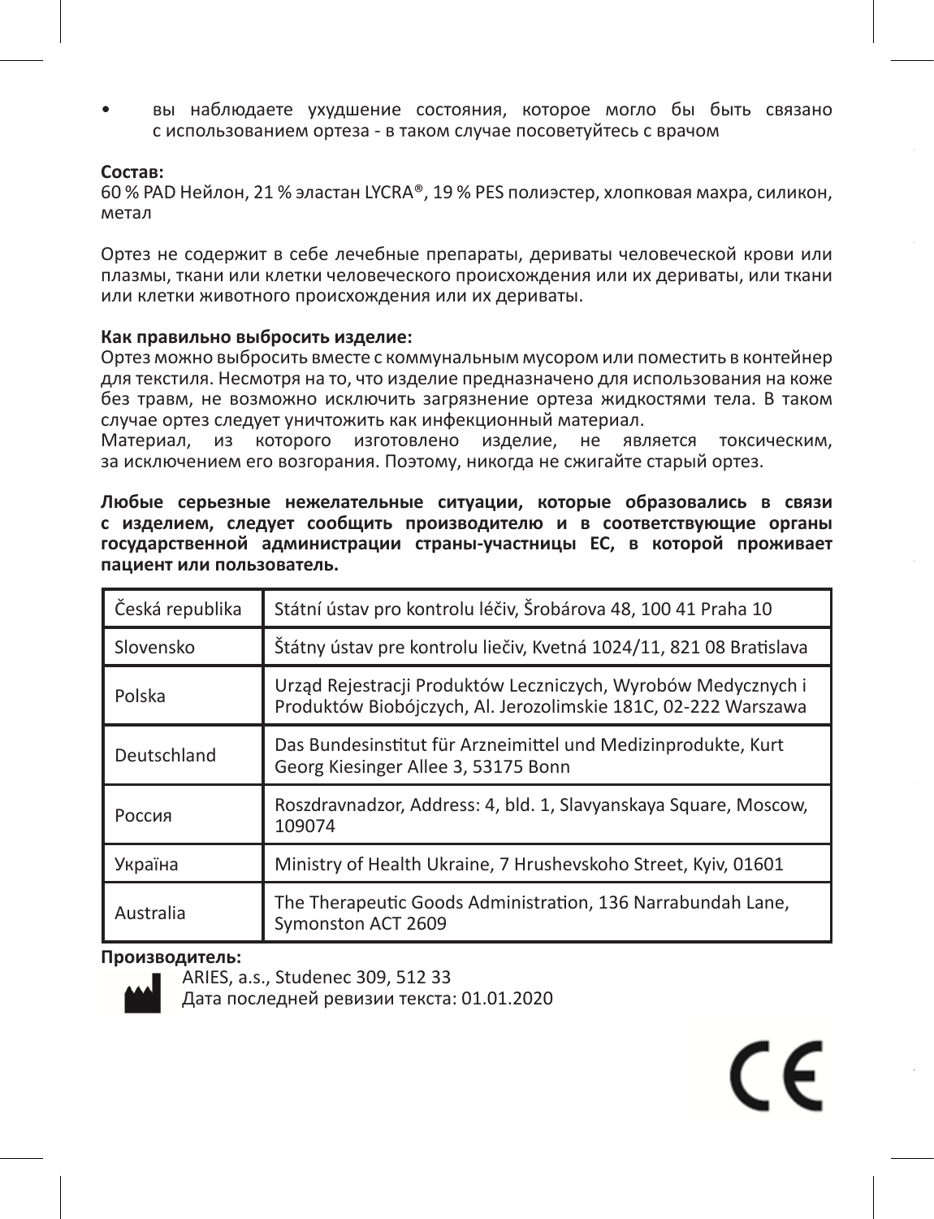- вы наблюдаете ухудшение состояния, которое могло бы быть связано с использованием ортеза - в таком случае посоветуйтесь с врачом

**Состав:**
60 % PAD Нейлон, 21 % эластан LYCRA®, 19 % PES полиэстер, хлопковая махра, силикон, метал

Ортез не содержит в себе лечебные препараты, дериваты человеческой крови или плазмы, ткани или клетки человеческого происхождения или их дериваты, или ткани или клетки животного происхождения или их дериваты.

**Как правильно выбросить изделие:**
Ортез можно выбросить вместе с коммунальным мусором или поместить в контейнер для текстиля. Несмотря на то, что изделие предназначено для использования на коже без травм, не возможно исключить загрязнение ортеза жидкостями тела. В таком случае ортез следует уничтожить как инфекционный материал.
Материал, из которого изготовлено изделие, не является токсическим, за исключением его возгорания. Поэтому, никогда не сжигайте старый ортез.

**Любые серьезные нежелательные ситуации, которые образовались в связи с изделием, следует сообщить производителю и в соответствующие органы государственной администрации страны-участницы ЕС, в которой проживает пациент или пользователь.**

| Česká republika | Státní ústav pro kontrolu léčiv, Šrobárova 48, 100 41 Praha 10 |
|---|---|
| Slovensko | Štátny ústav pre kontrolu liečiv, Kvetná 1024/11, 821 08 Bratislava |
| Polska | Urząd Rejestracji Produktów Leczniczych, Wyrobów Medycznych i Produktów Biobójczych, Al. Jerozolimskie 181C, 02-222 Warszawa |
| Deutschland | Das Bundesinstitut für Arzneimittel und Medizinprodukte, Kurt Georg Kiesinger Allee 3, 53175 Bonn |
| Россия | Roszdravnadzor, Address: 4, bld. 1, Slavyanskaya Square, Moscow, 109074 |
| Україна | Ministry of Health Ukraine, 7 Hrushevskoho Street, Kyiv, 01601 |
| Australia | The Therapeutic Goods Administration, 136 Narrabundah Lane, Symonston ACT 2609 |

**Производитель:**
ARIES, a.s., Studenec 309, 512 33
Дата последней ревизии текста: 01.01.2020

CE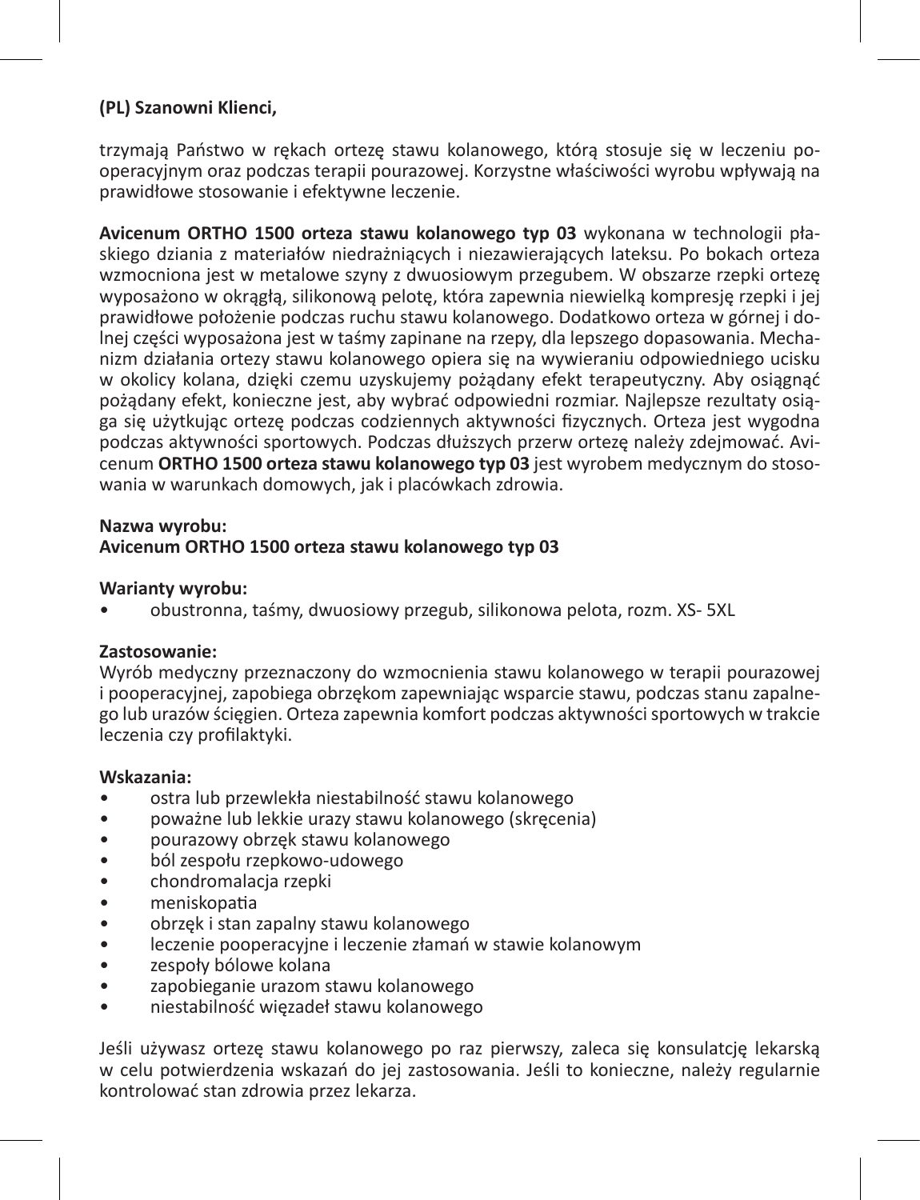**(PL) Szanowni Klienci,**

trzymają Państwo w rękach ortezę stawu kolanowego, którą stosuje się w leczeniu pooperacyjnym oraz podczas terapii pourazowej. Korzystne właściwości wyrobu wpływają na prawidłowe stosowanie i efektywne leczenie.

**Avicenum ORTHO 1500 orteza stawu kolanowego typ 03** wykonana w technologii płaskiego dziania z materiałów niedrażniących i niezawierających lateksu. Po bokach orteza wzmocniona jest w metalowe szyny z dwuosiowym przegubem. W obszarze rzepki ortezę wyposażono w okrągłą, silikonową pelotę, która zapewnia niewielką kompresję rzepki i jej prawidłowe położenie podczas ruchu stawu kolanowego. Dodatkowo orteza w górnej i dolnej części wyposażona jest w taśmy zapinane na rzepy, dla lepszego dopasowania. Mechanizm działania ortezy stawu kolanowego opiera się na wywieraniu odpowiedniego ucisku w okolicy kolana, dzięki czemu uzyskujemy pożądany efekt terapeutyczny. Aby osiągnąć pożądany efekt, konieczne jest, aby wybrać odpowiedni rozmiar. Najlepsze rezultaty osiąga się użytkując ortezę podczas codziennych aktywności fizycznych. Orteza jest wygodna podczas aktywności sportowych. Podczas dłuższych przerw ortezę należy zdejmować. Avicenum **ORTHO 1500 orteza stawu kolanowego typ 03** jest wyrobem medycznym do stosowania w warunkach domowych, jak i placówkach zdrowia.

**Nazwa wyrobu:**
**Avicenum ORTHO 1500 orteza stawu kolanowego typ 03**

**Warianty wyrobu:**

- obustronna, taśmy, dwuosiowy przegub, silikonowa pelota, rozm. XS- 5XL

**Zastosowanie:**
Wyrób medyczny przeznaczony do wzmocnienia stawu kolanowego w terapii pourazowej i pooperacyjnej, zapobiega obrzękom zapewniając wsparcie stawu, podczas stanu zapalnego lub urazów ścięgien. Orteza zapewnia komfort podczas aktywności sportowych w trakcie leczenia czy profilaktyki.

**Wskazania:**

- ostra lub przewlekła niestabilność stawu kolanowego
- poważne lub lekkie urazy stawu kolanowego (skręcenia)
- pourazowy obrzęk stawu kolanowego
- ból zespołu rzepkowo-udowego
- chondromalacja rzepki
- meniskopatia
- obrzęk i stan zapalny stawu kolanowego
- leczenie pooperacyjne i leczenie złamań w stawie kolanowym
- zespoły bólowe kolana
- zapobieganie urazom stawu kolanowego
- niestabilność więzadeł stawu kolanowego

Jeśli używasz ortezę stawu kolanowego po raz pierwszy, zaleca się konsulatcję lekarską w celu potwierdzenia wskazań do jej zastosowania. Jeśli to konieczne, należy regularnie kontrolować stan zdrowia przez lekarza.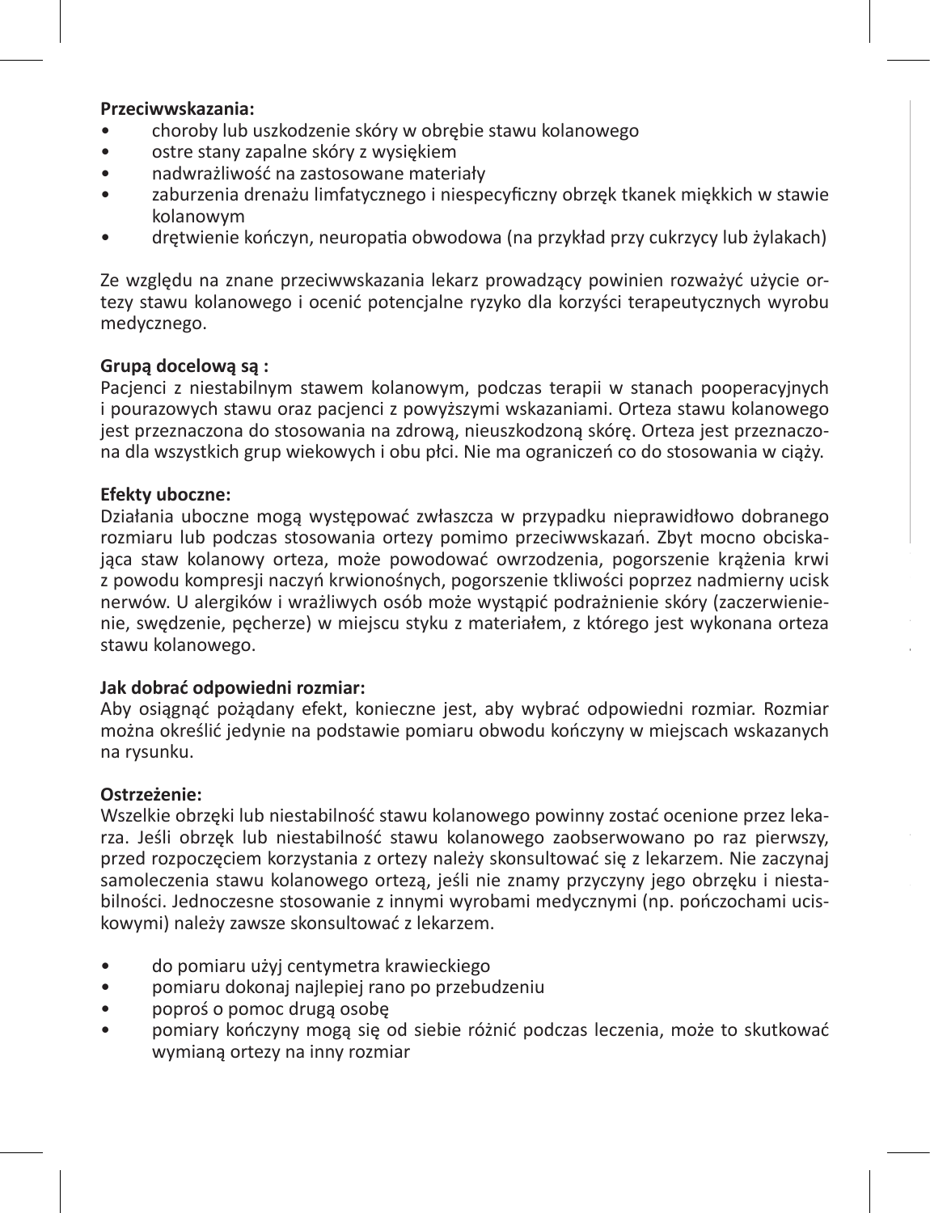**Przeciwwskazania:**

- choroby lub uszkodzenie skóry w obrębie stawu kolanowego
- ostre stany zapalne skóry z wysiękiem
- nadwrażliwość na zastosowane materiały
- zaburzenia drenażu limfatycznego i niespecyficzny obrzęk tkanek miękkich w stawie kolanowym
- drętwienie kończyn, neuropatia obwodowa (na przykład przy cukrzycy lub żylakach)

Ze względu na znane przeciwwskazania lekarz prowadzący powinien rozważyć użycie ortezy stawu kolanowego i ocenić potencjalne ryzyko dla korzyści terapeutycznych wyrobu medycznego.

**Grupą docelową są :**

Pacjenci z niestabilnym stawem kolanowym, podczas terapii w stanach pooperacyjnych i pourazowych stawu oraz pacjenci z powyższymi wskazaniami. Orteza stawu kolanowego jest przeznaczona do stosowania na zdrową, nieuszkodzoną skórę. Orteza jest przeznaczona dla wszystkich grup wiekowych i obu płci. Nie ma ograniczeń co do stosowania w ciąży.

**Efekty uboczne:**

Działania uboczne mogą występować zwłaszcza w przypadku nieprawidłowo dobranego rozmiaru lub podczas stosowania ortezy pomimo przeciwwskazań. Zbyt mocno obciskająca staw kolanowy orteza, może powodować owrzodzenia, pogorszenie krążenia krwi z powodu kompresji naczyń krwionośnych, pogorszenie tkliwości poprzez nadmierny ucisk nerwów. U alergików i wrażliwych osób może wystąpić podrażnienie skóry (zaczerwienienie, swędzenie, pęcherze) w miejscu styku z materiałem, z którego jest wykonana orteza stawu kolanowego.

**Jak dobrać odpowiedni rozmiar:**

Aby osiągnąć pożądany efekt, konieczne jest, aby wybrać odpowiedni rozmiar. Rozmiar można określić jedynie na podstawie pomiaru obwodu kończyny w miejscach wskazanych na rysunku.

**Ostrzeżenie:**

Wszelkie obrzęki lub niestabilność stawu kolanowego powinny zostać ocenione przez lekarza. Jeśli obrzęk lub niestabilność stawu kolanowego zaobserwowano po raz pierwszy, przed rozpoczęciem korzystania z ortezy należy skonsultować się z lekarzem. Nie zaczynaj samoleczenia stawu kolanowego ortezą, jeśli nie znamy przyczyny jego obrzęku i niestabilności. Jednoczesne stosowanie z innymi wyrobami medycznymi (np. pończochami uciskowymi) należy zawsze skonsultować z lekarzem.

- do pomiaru użyj centymetra krawieckiego
- pomiaru dokonaj najlepiej rano po przebudzeniu
- poproś o pomoc drugą osobę
- pomiary kończyny mogą się od siebie różnić podczas leczenia, może to skutkować wymianą ortezy na inny rozmiar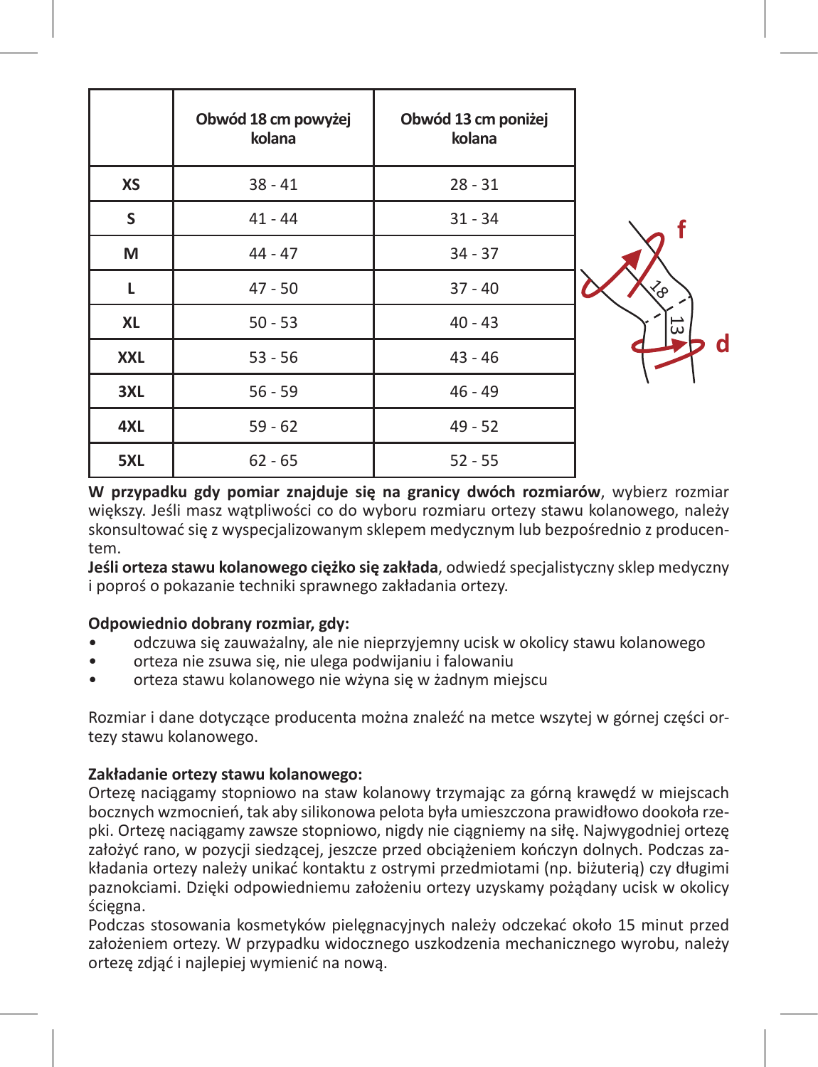| | Obwód 18 cm powyżej kolana | Obwód 13 cm poniżej kolana |
|---|---|---|
| XS | 38 - 41 | 28 - 31 |
| S | 41 - 44 | 31 - 34 |
| M | 44 - 47 | 34 - 37 |
| L | 47 - 50 | 37 - 40 |
| XL | 50 - 53 | 40 - 43 |
| XXL | 53 - 56 | 43 - 46 |
| 3XL | 56 - 59 | 46 - 49 |
| 4XL | 59 - 62 | 49 - 52 |
| 5XL | 62 - 65 | 52 - 55 |

**W przypadku gdy pomiar znajduje się na granicy dwóch rozmiarów**, wybierz rozmiar większy. Jeśli masz wątpliwości co do wyboru rozmiaru ortezy stawu kolanowego, należy skonsultować się z wyspecjalizowanym sklepem medycznym lub bezpośrednio z producentem.

**Jeśli orteza stawu kolanowego ciężko się zakłada**, odwiedź specjalistyczny sklep medyczny i poproś o pokazanie techniki sprawnego zakładania ortezy.

**Odpowiednio dobrany rozmiar, gdy:**

- odczuwa się zauważalny, ale nie nieprzyjemny ucisk w okolicy stawu kolanowego
- orteza nie zsuwa się, nie ulega podwijaniu i falowaniu
- orteza stawu kolanowego nie wżyna się w żadnym miejscu

Rozmiar i dane dotyczące producenta można znaleźć na metce wszytej w górnej części ortezy stawu kolanowego.

**Zakładanie ortezy stawu kolanowego:**

Ortezę naciągamy stopniowo na staw kolanowy trzymając za górną krawędź w miejscach bocznych wzmocnień, tak aby silikonowa pelota była umieszczona prawidłowo dookoła rzepki. Ortezę naciągamy zawsze stopniowo, nigdy nie ciągniemy na siłę. Najwygodniej ortezę założyć rano, w pozycji siedzącej, jeszcze przed obciążeniem kończyn dolnych. Podczas zakładania ortezy należy unikać kontaktu z ostrymi przedmiotami (np. biżuterią) czy długimi paznokciami. Dzięki odpowiedniemu założeniu ortezy uzyskamy pożądany ucisk w okolicy ścięgna.

Podczas stosowania kosmetyków pielęgnacyjnych należy odczekać około 15 minut przed założeniem ortezy. W przypadku widocznego uszkodzenia mechanicznego wyrobu, należy ortezę zdjąć i najlepiej wymienić na nową.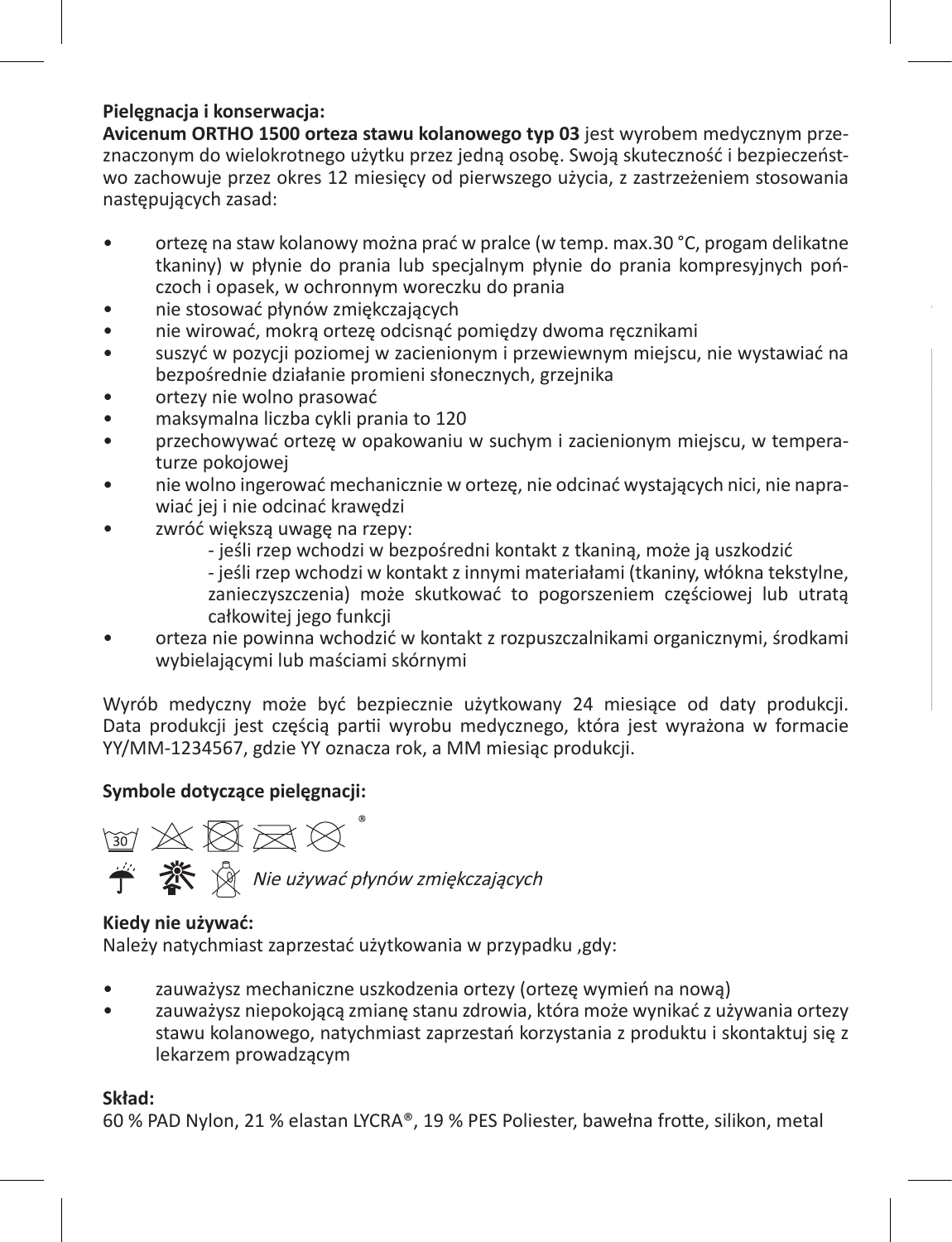**Pielęgnacja i konserwacja:**
**Avicenum ORTHO 1500 orteza stawu kolanowego typ 03** jest wyrobem medycznym przeznaczonym do wielokrotnego użytku przez jedną osobę. Swoją skuteczność i bezpieczeństwo zachowuje przez okres 12 miesięcy od pierwszego użycia, z zastrzeżeniem stosowania następujących zasad:

- ortezę na staw kolanowy można prać w pralce (w temp. max.30 °C, progam delikatne tkaniny) w płynie do prania lub specjalnym płynie do prania kompresyjnych pończoch i opasek, w ochronnym woreczku do prania
- nie stosować płynów zmiękczających
- nie wirować, mokrą ortezę odcisnąć pomiędzy dwoma ręcznikami
- suszyć w pozycji poziomej w zacienionym i przewiewnym miejscu, nie wystawiać na bezpośrednie działanie promieni słonecznych, grzejnika
- ortezy nie wolno prasować
- maksymalna liczba cykli prania to 120
- przechowywać ortezę w opakowaniu w suchym i zacienionym miejscu, w temperaturze pokojowej
- nie wolno ingerować mechanicznie w ortezę, nie odcinać wystających nici, nie naprawiać jej i nie odcinać krawędzi
- zwróć większą uwagę na rzepy:
  - jeśli rzep wchodzi w bezpośredni kontakt z tkaniną, może ją uszkodzić
  - jeśli rzep wchodzi w kontakt z innymi materiałami (tkaniny, włókna tekstylne, zanieczyszczenia) może skutkować to pogorszeniem częściowej lub utratą całkowitej jego funkcji
- orteza nie powinna wchodzić w kontakt z rozpuszczalnikami organicznymi, środkami wybielającymi lub maściami skórnymi

Wyrób medyczny może być bezpiecznie użytkowany 24 miesiące od daty produkcji. Data produkcji jest częścią partii wyrobu medycznego, która jest wyrażona w formacie YY/MM-1234567, gdzie YY oznacza rok, a MM miesiąc produkcji.

**Symbole dotyczące pielęgnacji:**

*Nie używać płynów zmiękczających*

**Kiedy nie używać:**
Należy natychmiast zaprzestać użytkowania w przypadku ,gdy:

- zauważysz mechaniczne uszkodzenia ortezy (ortezę wymień na nową)
- zauważysz niepokojącą zmianę stanu zdrowia, która może wynikać z używania ortezy stawu kolanowego, natychmiast zaprzestań korzystania z produktu i skontaktuj się z lekarzem prowadzącym

**Skład:**
60 % PAD Nylon, 21 % elastan LYCRA®, 19 % PES Poliester, bawełna frotte, silikon, metal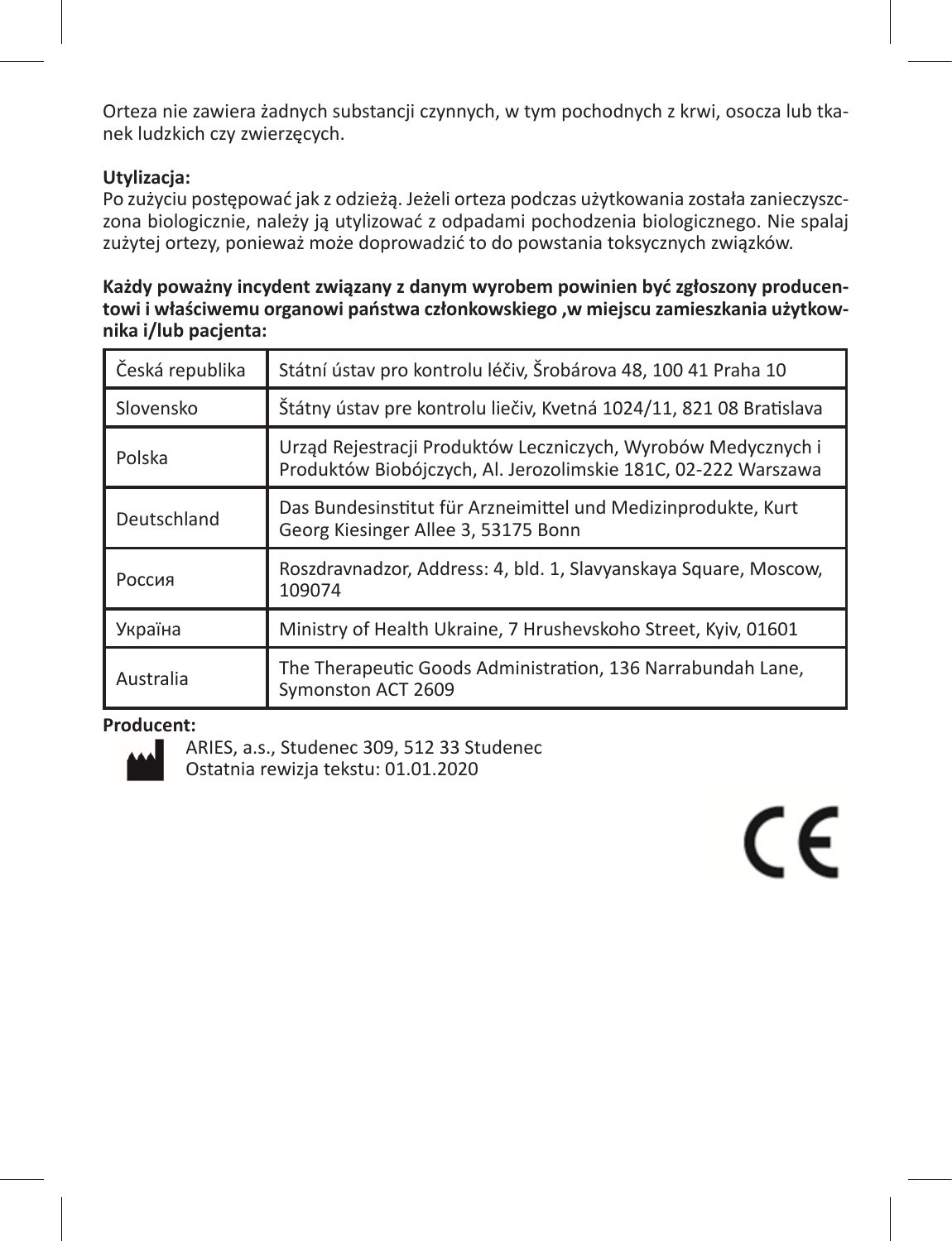Orteza nie zawiera żadnych substancji czynnych, w tym pochodnych z krwi, osocza lub tkanek ludzkich czy zwierzęcych.

**Utylizacja:**
Po zużyciu postępować jak z odzieżą. Jeżeli orteza podczas użytkowania została zanieczyszczona biologicznie, należy ją utylizować z odpadami pochodzenia biologicznego. Nie spalaj zużytej ortezy, ponieważ może doprowadzić to do powstania toksycznych związków.

**Każdy poważny incydent związany z danym wyrobem powinien być zgłoszony producentowi i właściwemu organowi państwa członkowskiego ,w miejscu zamieszkania użytkownika i/lub pacjenta:**

| | |
|---|---|
| Česká republika | Státní ústav pro kontrolu léčiv, Šrobárova 48, 100 41 Praha 10 |
| Slovensko | Štátny ústav pre kontrolu liečiv, Kvetná 1024/11, 821 08 Bratislava |
| Polska | Urząd Rejestracji Produktów Leczniczych, Wyrobów Medycznych i Produktów Biobójczych, Al. Jerozolimskie 181C, 02-222 Warszawa |
| Deutschland | Das Bundesinstitut für Arzneimittel und Medizinprodukte, Kurt Georg Kiesinger Allee 3, 53175 Bonn |
| Россия | Roszdravnadzor, Address: 4, bld. 1, Slavyanskaya Square, Moscow, 109074 |
| Україна | Ministry of Health Ukraine, 7 Hrushevskoho Street, Kyiv, 01601 |
| Australia | The Therapeutic Goods Administration, 136 Narrabundah Lane, Symonston ACT 2609 |

**Producent:**
ARIES, a.s., Studenec 309, 512 33 Studenec
Ostatnia rewizja tekstu: 01.01.2020

CE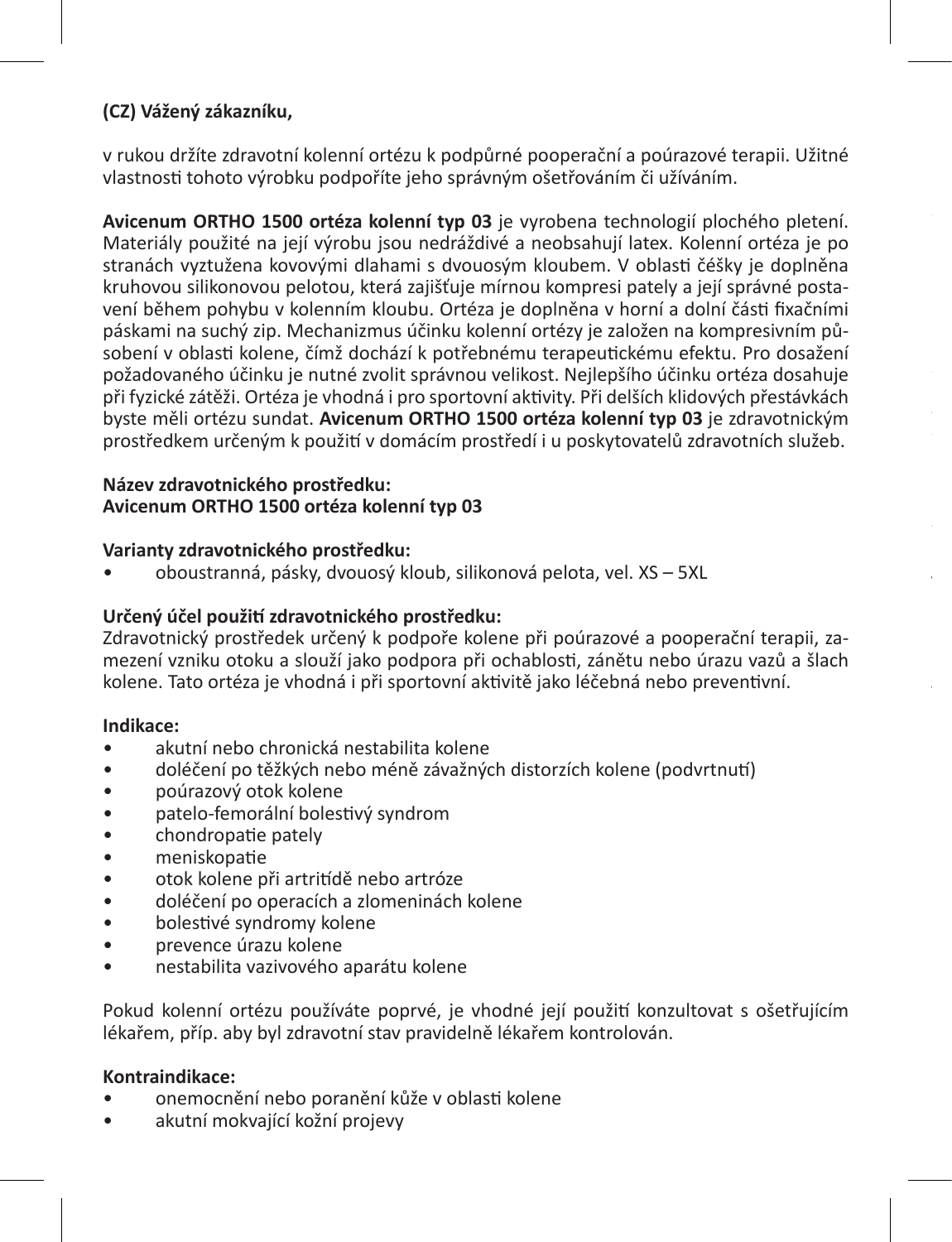**(CZ) Vážený zákazníku,**

v rukou držíte zdravotní kolenní ortézu k podpůrné pooperační a poúrazové terapii. Užitné vlastnosti tohoto výrobku podpoříte jeho správným ošetřováním či užíváním.

**Avicenum ORTHO 1500 ortéza kolenní typ 03** je vyrobena technologií plochého pletení. Materiály použité na její výrobu jsou nedráždivé a neobsahují latex. Kolenní ortéza je po stranách vyztužena kovovými dlahami s dvouosým kloubem. V oblasti čéšky je doplněna kruhovou silikonovou pelotou, která zajišťuje mírnou kompresi pately a její správné postavení během pohybu v kolenním kloubu. Ortéza je doplněna v horní a dolní části fixačními páskami na suchý zip. Mechanizmus účinku kolenní ortézy je založen na kompresivním působení v oblasti kolene, čímž dochází k potřebnému terapeutickému efektu. Pro dosažení požadovaného účinku je nutné zvolit správnou velikost. Nejlepšího účinku ortéza dosahuje při fyzické zátěži. Ortéza je vhodná i pro sportovní aktivity. Při delších klidových přestávkách byste měli ortézu sundat. **Avicenum ORTHO 1500 ortéza kolenní typ 03** je zdravotnickým prostředkem určeným k použití v domácím prostředí i u poskytovatelů zdravotních služeb.

**Název zdravotnického prostředku:**
**Avicenum ORTHO 1500 ortéza kolenní typ 03**

**Varianty zdravotnického prostředku:**
- oboustranná, pásky, dvouosý kloub, silikonová pelota, vel. XS – 5XL

**Určený účel použití zdravotnického prostředku:**
Zdravotnický prostředek určený k podpoře kolene při poúrazové a pooperační terapii, zamezení vzniku otoku a slouží jako podpora při ochablosti, zánětu nebo úrazu vazů a šlach kolene. Tato ortéza je vhodná i při sportovní aktivitě jako léčebná nebo preventivní.

**Indikace:**
- akutní nebo chronická nestabilita kolene
- doléčení po těžkých nebo méně závažných distorzích kolene (podvrtnutí)
- poúrazový otok kolene
- patelo-femorální bolestivý syndrom
- chondropatie pately
- meniskopatie
- otok kolene při artritídě nebo artróze
- doléčení po operacích a zlomeninách kolene
- bolestivé syndromy kolene
- prevence úrazu kolene
- nestabilita vazivového aparátu kolene

Pokud kolenní ortézu používáte poprvé, je vhodné její použití konzultovat s ošetřujícím lékařem, příp. aby byl zdravotní stav pravidelně lékařem kontrolován.

**Kontraindikace:**
- onemocnění nebo poranění kůže v oblasti kolene
- akutní mokvající kožní projevy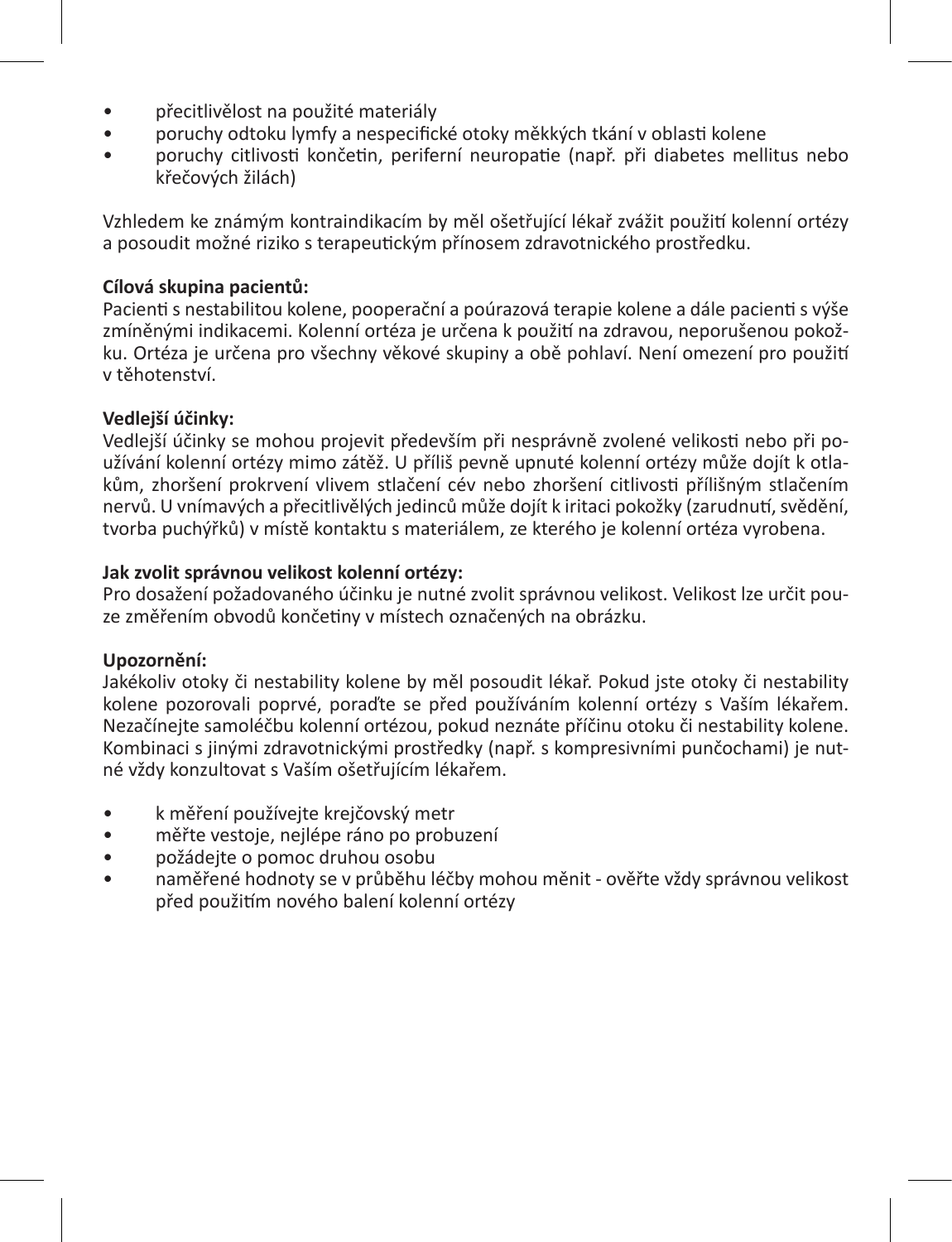- přecitlivělost na použité materiály
- poruchy odtoku lymfy a nespecifické otoky měkkých tkání v oblasti kolene
- poruchy citlivosti končetin, periferní neuropatie (např. při diabetes mellitus nebo křečových žilách)

Vzhledem ke známým kontraindikacím by měl ošetřující lékař zvážit použití kolenní ortézy a posoudit možné riziko s terapeutickým přínosem zdravotnického prostředku.

**Cílová skupina pacientů:**
Pacienti s nestabilitou kolene, pooperační a poúrazová terapie kolene a dále pacienti s výše zmíněnými indikacemi. Kolenní ortéza je určena k použití na zdravou, neporušenou pokožku. Ortéza je určena pro všechny věkové skupiny a obě pohlaví. Není omezení pro použití v těhotenství.

**Vedlejší účinky:**
Vedlejší účinky se mohou projevit především při nesprávně zvolené velikosti nebo při používání kolenní ortézy mimo zátěž. U příliš pevně upnuté kolenní ortézy může dojít k otlakům, zhoršení prokrvení vlivem stlačení cév nebo zhoršení citlivosti přílišným stlačením nervů. U vnímavých a přecitlivělých jedinců může dojít k iritaci pokožky (zarudnutí, svědění, tvorba puchýřků) v místě kontaktu s materiálem, ze kterého je kolenní ortéza vyrobena.

**Jak zvolit správnou velikost kolenní ortézy:**
Pro dosažení požadovaného účinku je nutné zvolit správnou velikost. Velikost lze určit pouze změřením obvodů končetiny v místech označených na obrázku.

**Upozornění:**
Jakékoliv otoky či nestability kolene by měl posoudit lékař. Pokud jste otoky či nestability kolene pozorovali poprvé, poraďte se před používáním kolenní ortézy s Vaším lékařem. Nezačínejte samoléčbu kolenní ortézou, pokud neznáte příčinu otoku či nestability kolene. Kombinaci s jinými zdravotnickými prostředky (např. s kompresivními punčochami) je nutné vždy konzultovat s Vaším ošetřujícím lékařem.

- k měření používejte krejčovský metr
- měřte vestoje, nejlépe ráno po probuzení
- požádejte o pomoc druhou osobu
- naměřené hodnoty se v průběhu léčby mohou měnit - ověřte vždy správnou velikost před použitím nového balení kolenní ortézy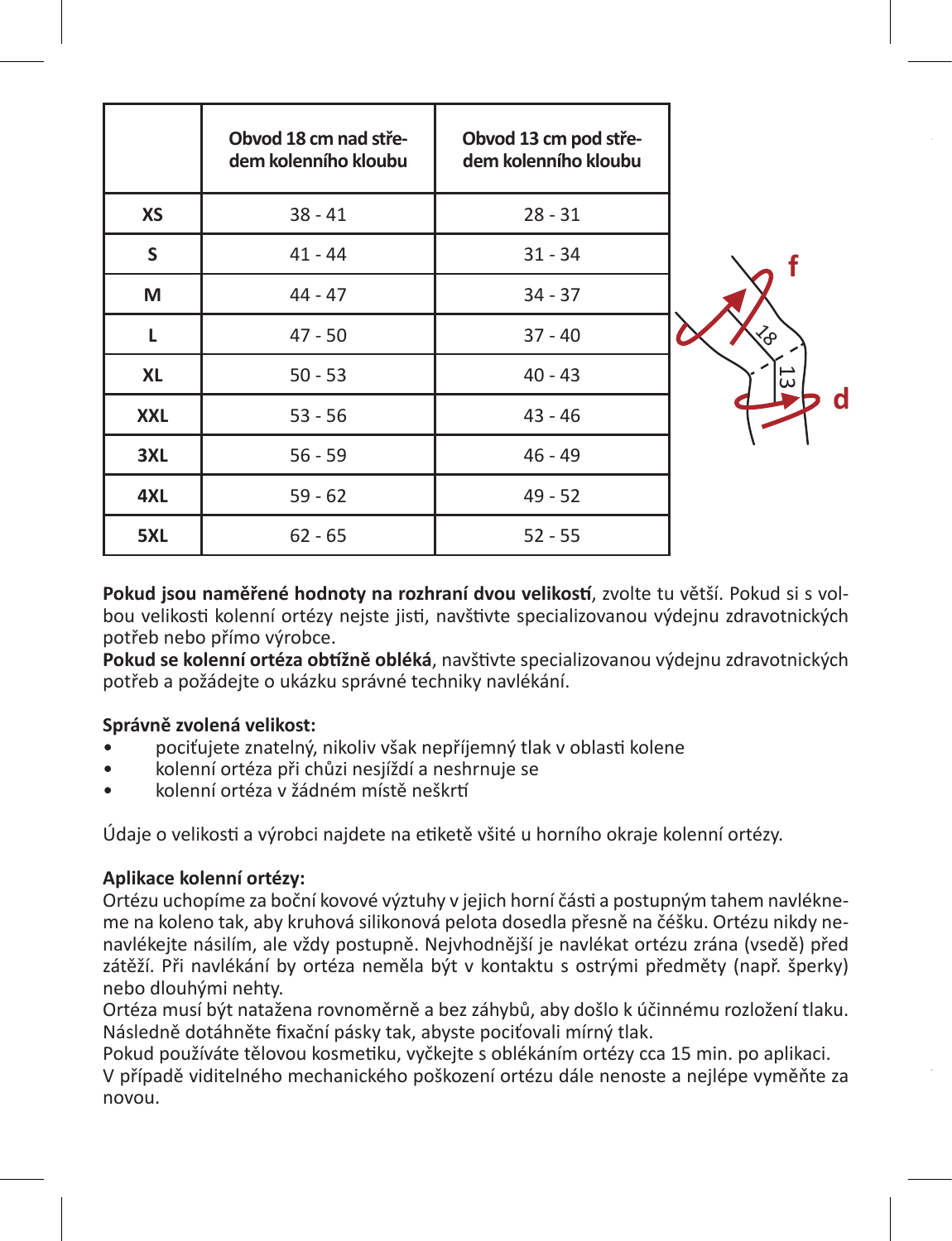|  | Obvod 18 cm nad středem kolenního kloubu | Obvod 13 cm pod středem kolenního kloubu |
|---|---|---|
| **XS** | 38 - 41 | 28 - 31 |
| **S** | 41 - 44 | 31 - 34 |
| **M** | 44 - 47 | 34 - 37 |
| **L** | 47 - 50 | 37 - 40 |
| **XL** | 50 - 53 | 40 - 43 |
| **XXL** | 53 - 56 | 43 - 46 |
| **3XL** | 56 - 59 | 46 - 49 |
| **4XL** | 59 - 62 | 49 - 52 |
| **5XL** | 62 - 65 | 52 - 55 |

**Pokud jsou naměřené hodnoty na rozhraní dvou velikostí**, zvolte tu větší. Pokud si s volbou velikosti kolenní ortézy nejste jisti, navštivte specializovanou výdejnu zdravotnických potřeb nebo přímo výrobce.
**Pokud se kolenní ortéza obtížně obléká**, navštivte specializovanou výdejnu zdravotnických potřeb a požádejte o ukázku správné techniky navlékání.

**Správně zvolená velikost:**

- pociťujete znatelný, nikoliv však nepříjemný tlak v oblasti kolene
- kolenní ortéza při chůzi nesjíždí a neshrnuje se
- kolenní ortéza v žádném místě neškrtí

Údaje o velikosti a výrobci najdete na etiketě všité u horního okraje kolenní ortézy.

**Aplikace kolenní ortézy:**
Ortézu uchopíme za boční kovové výztuhy v jejich horní části a postupným tahem navlékneme na koleno tak, aby kruhová silikonová pelota dosedla přesně na čéšku. Ortézu nikdy nenavlékejte násilím, ale vždy postupně. Nejvhodnější je navlékat ortézu zrána (vsedě) před zátěží. Při navlékání by ortéza neměla být v kontaktu s ostrými předměty (např. šperky) nebo dlouhými nehty.
Ortéza musí být natažena rovnoměrně a bez záhybů, aby došlo k účinnému rozložení tlaku. Následně dotáhněte fixační pásky tak, abyste pociťovali mírný tlak.
Pokud používáte tělovou kosmetiku, vyčkejte s oblékáním ortézy cca 15 min. po aplikaci.
V případě viditelného mechanického poškození ortézu dále nenoste a nejlépe vyměňte za novou.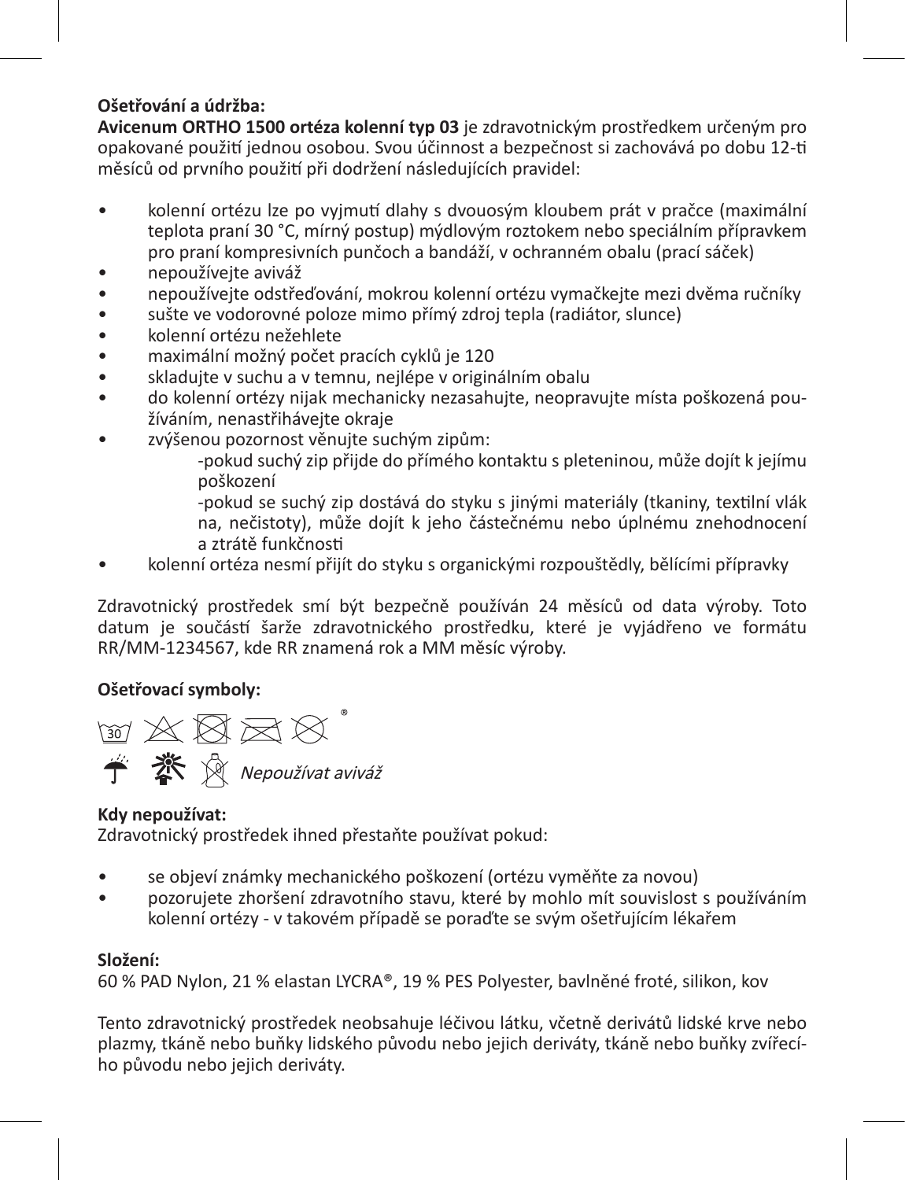**Ošetřování a údržba:**

**Avicenum ORTHO 1500 ortéza kolenní typ 03** je zdravotnickým prostředkem určeným pro opakované použití jednou osobou. Svou účinnost a bezpečnost si zachovává po dobu 12-ti měsíců od prvního použití při dodržení následujících pravidel:

- kolenní ortézu lze po vyjmutí dlahy s dvouosým kloubem prát v pračce (maximální teplota praní 30 °C, mírný postup) mýdlovým roztokem nebo speciálním přípravkem pro praní kompresivních punčoch a bandáží, v ochranném obalu (prací sáček)
- nepoužívejte aviváž
- nepoužívejte odstřeďování, mokrou kolenní ortézu vymačkejte mezi dvěma ručníky
- sušte ve vodorovné poloze mimo přímý zdroj tepla (radiátor, slunce)
- kolenní ortézu nežehlete
- maximální možný počet pracích cyklů je 120
- skladujte v suchu a v temnu, nejlépe v originálním obalu
- do kolenní ortézy nijak mechanicky nezasahujte, neopravujte místa poškozená používáním, nenastřihávejte okraje
- zvýšenou pozornost věnujte suchým zipům:
  - -pokud suchý zip přijde do přímého kontaktu s pleteninou, může dojít k jejímu poškození
  - -pokud se suchý zip dostává do styku s jinými materiály (tkaniny, textilní vlákna, nečistoty), může dojít k jeho částečnému nebo úplnému znehodnocení a ztrátě funkčnosti
- kolenní ortéza nesmí přijít do styku s organickými rozpouštědly, bělícími přípravky

Zdravotnický prostředek smí být bezpečně používán 24 měsíců od data výroby. Toto datum je součástí šarže zdravotnického prostředku, které je vyjádřeno ve formátu RR/MM-1234567, kde RR znamená rok a MM měsíc výroby.

**Ošetřovací symboly:**

*Nepoužívat aviváž*

**Kdy nepoužívat:**

Zdravotnický prostředek ihned přestaňte používat pokud:

- se objeví známky mechanického poškození (ortézu vyměňte za novou)
- pozorujete zhoršení zdravotního stavu, které by mohlo mít souvislost s používáním kolenní ortézy - v takovém případě se poraďte se svým ošetřujícím lékařem

**Složení:**

60 % PAD Nylon, 21 % elastan LYCRA®, 19 % PES Polyester, bavlněné froté, silikon, kov

Tento zdravotnický prostředek neobsahuje léčivou látku, včetně derivátů lidské krve nebo plazmy, tkáně nebo buňky lidského původu nebo jejich deriváty, tkáně nebo buňky zvířecího původu nebo jejich deriváty.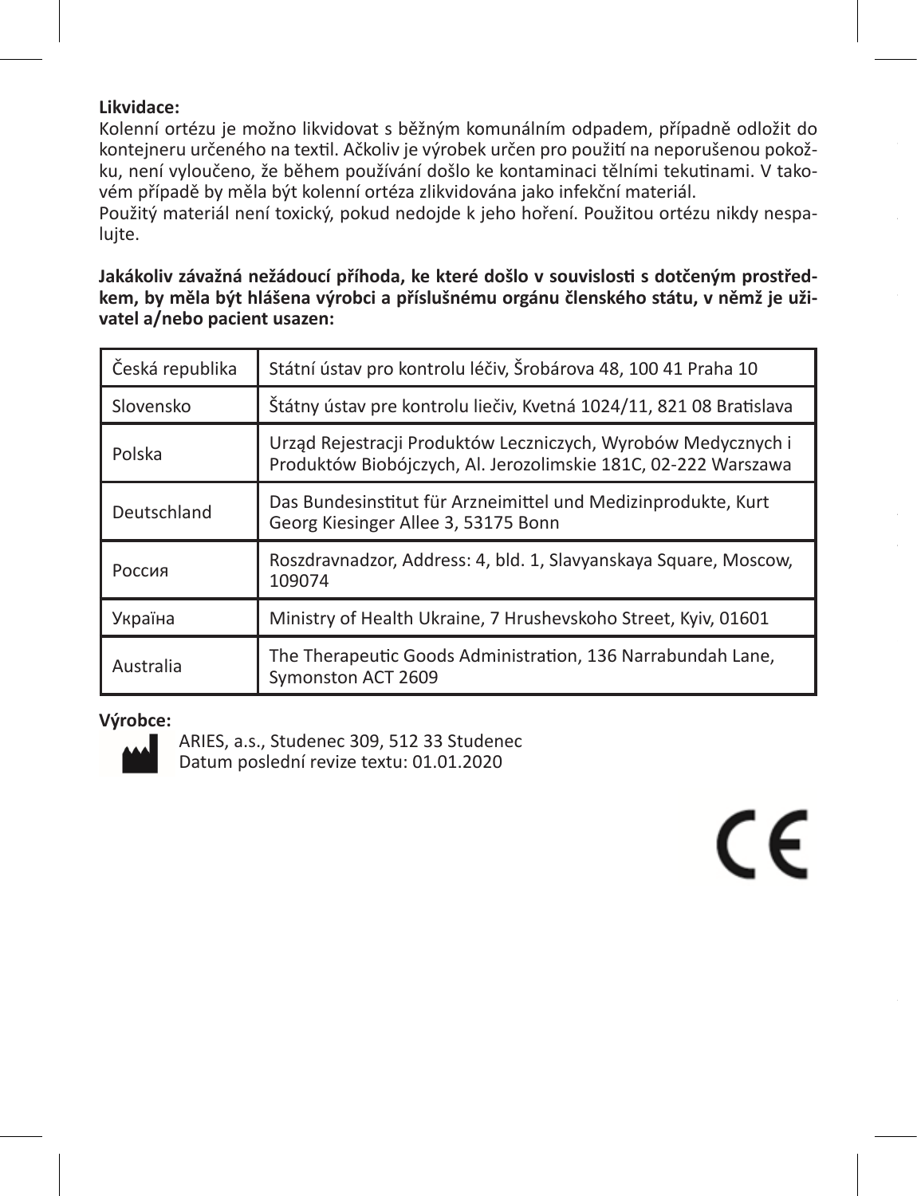**Likvidace:**
Kolenní ortézu je možno likvidovat s běžným komunálním odpadem, případně odložit do kontejneru určeného na textil. Ačkoliv je výrobek určen pro použití na neporušenou pokožku, není vyloučeno, že během používání došlo ke kontaminaci tělními tekutinami. V takovém případě by měla být kolenní ortéza zlikvidována jako infekční materiál.
Použitý materiál není toxický, pokud nedojde k jeho hoření. Použitou ortézu nikdy nespalujte.

**Jakákoliv závažná nežádoucí příhoda, ke které došlo v souvislosti s dotčeným prostředkem, by měla být hlášena výrobci a příslušnému orgánu členského státu, v němž je uživatel a/nebo pacient usazen:**

| | |
|---|---|
| Česká republika | Státní ústav pro kontrolu léčiv, Šrobárova 48, 100 41 Praha 10 |
| Slovensko | Štátny ústav pre kontrolu liečiv, Kvetná 1024/11, 821 08 Bratislava |
| Polska | Urząd Rejestracji Produktów Leczniczych, Wyrobów Medycznych i Produktów Biobójczych, Al. Jerozolimskie 181C, 02-222 Warszawa |
| Deutschland | Das Bundesinstitut für Arzneimittel und Medizinprodukte, Kurt Georg Kiesinger Allee 3, 53175 Bonn |
| Россия | Roszdravnadzor, Address: 4, bld. 1, Slavyanskaya Square, Moscow, 109074 |
| Україна | Ministry of Health Ukraine, 7 Hrushevskoho Street, Kyiv, 01601 |
| Australia | The Therapeutic Goods Administration, 136 Narrabundah Lane, Symonston ACT 2609 |

**Výrobce:**
ARIES, a.s., Studenec 309, 512 33 Studenec
Datum poslední revize textu: 01.01.2020

CE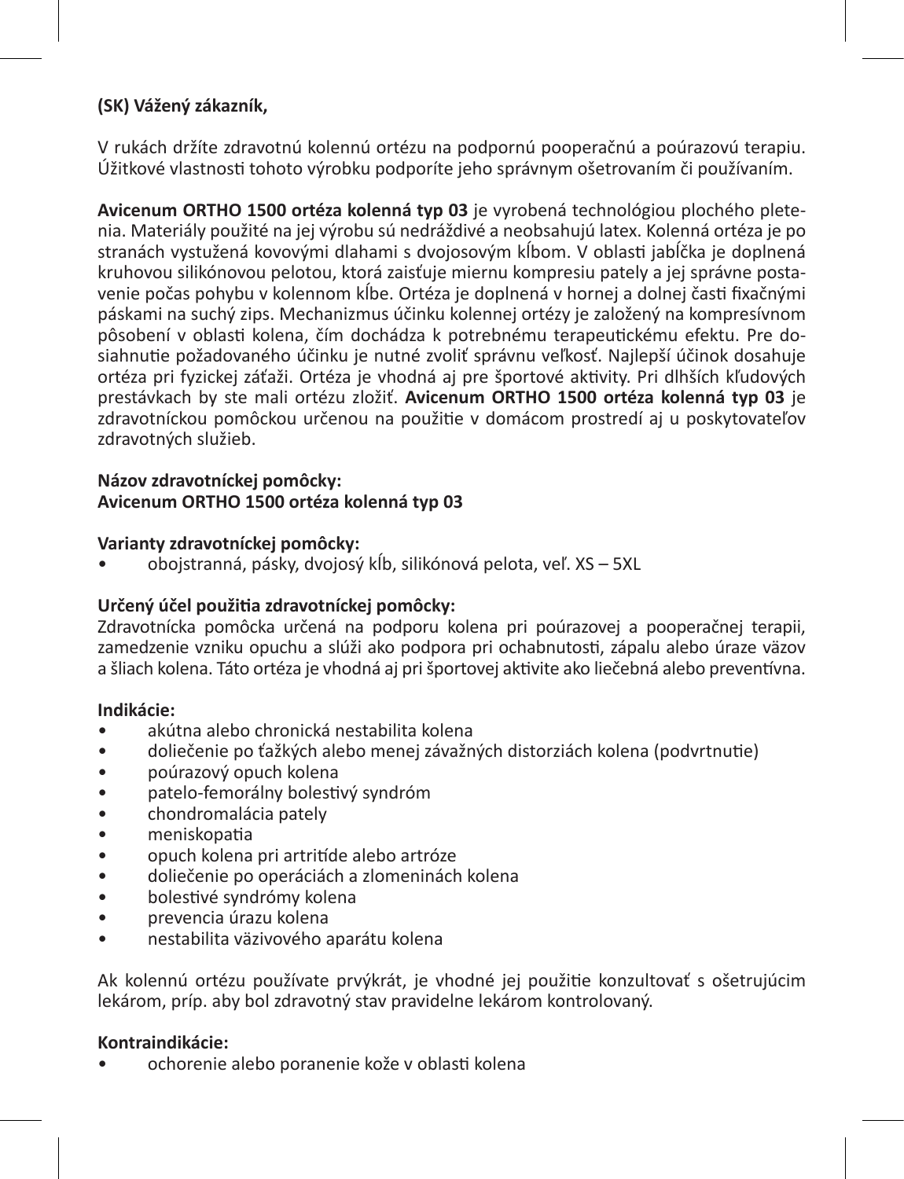**(SK) Vážený zákazník,**

V rukách držíte zdravotnú kolennú ortézu na podpornú pooperačnú a poúrazovú terapiu. Úžitkové vlastnosti tohoto výrobku podporíte jeho správnym ošetrovaním či používaním.

**Avicenum ORTHO 1500 ortéza kolenná typ 03** je vyrobená technológiou plochého pletenia. Materiály použité na jej výrobu sú nedráždivé a neobsahujú latex. Kolenná ortéza je po stranách vystužená kovovými dlahami s dvojosovým kĺbom. V oblasti jabĺčka je doplnená kruhovou silikónovou pelotou, ktorá zaisťuje miernu kompresiu pately a jej správne postavenie počas pohybu v kolennom kĺbe. Ortéza je doplnená v hornej a dolnej časti fixačnými páskami na suchý zips. Mechanizmus účinku kolennej ortézy je založený na kompresívnom pôsobení v oblasti kolena, čím dochádza k potrebnému terapeutickému efektu. Pre dosiahnutie požadovaného účinku je nutné zvoliť správnu veľkosť. Najlepší účinok dosahuje ortéza pri fyzickej záťaži. Ortéza je vhodná aj pre športové aktivity. Pri dlhších kľudových prestávkach by ste mali ortézu zložiť. **Avicenum ORTHO 1500 ortéza kolenná typ 03** je zdravotníckou pomôckou určenou na použitie v domácom prostredí aj u poskytovateľov zdravotných služieb.

**Názov zdravotníckej pomôcky:**
**Avicenum ORTHO 1500 ortéza kolenná typ 03**

**Varianty zdravotníckej pomôcky:**
- obojstranná, pásky, dvojosý kĺb, silikónová pelota, veľ. XS – 5XL

**Určený účel použitia zdravotníckej pomôcky:**
Zdravotnícka pomôcka určená na podporu kolena pri poúrazovej a pooperačnej terapii, zamedzenie vzniku opuchu a slúži ako podpora pri ochabnutosti, zápalu alebo úraze väzov a šliach kolena. Táto ortéza je vhodná aj pri športovej aktivite ako liečebná alebo preventívna.

**Indikácie:**
- akútna alebo chronická nestabilita kolena
- doliečenie po ťažkých alebo menej závažných distorziách kolena (podvrtnutie)
- poúrazový opuch kolena
- patelo-femorálny bolestivý syndróm
- chondromalácia pately
- meniskopatia
- opuch kolena pri artritíde alebo artróze
- doliečenie po operáciách a zlomeninách kolena
- bolestivé syndrómy kolena
- prevencia úrazu kolena
- nestabilita väzivového aparátu kolena

Ak kolennú ortézu používate prvýkrát, je vhodné jej použitie konzultovať s ošetrujúcim lekárom, príp. aby bol zdravotný stav pravidelne lekárom kontrolovaný.

**Kontraindikácie:**
- ochorenie alebo poranenie kože v oblasti kolena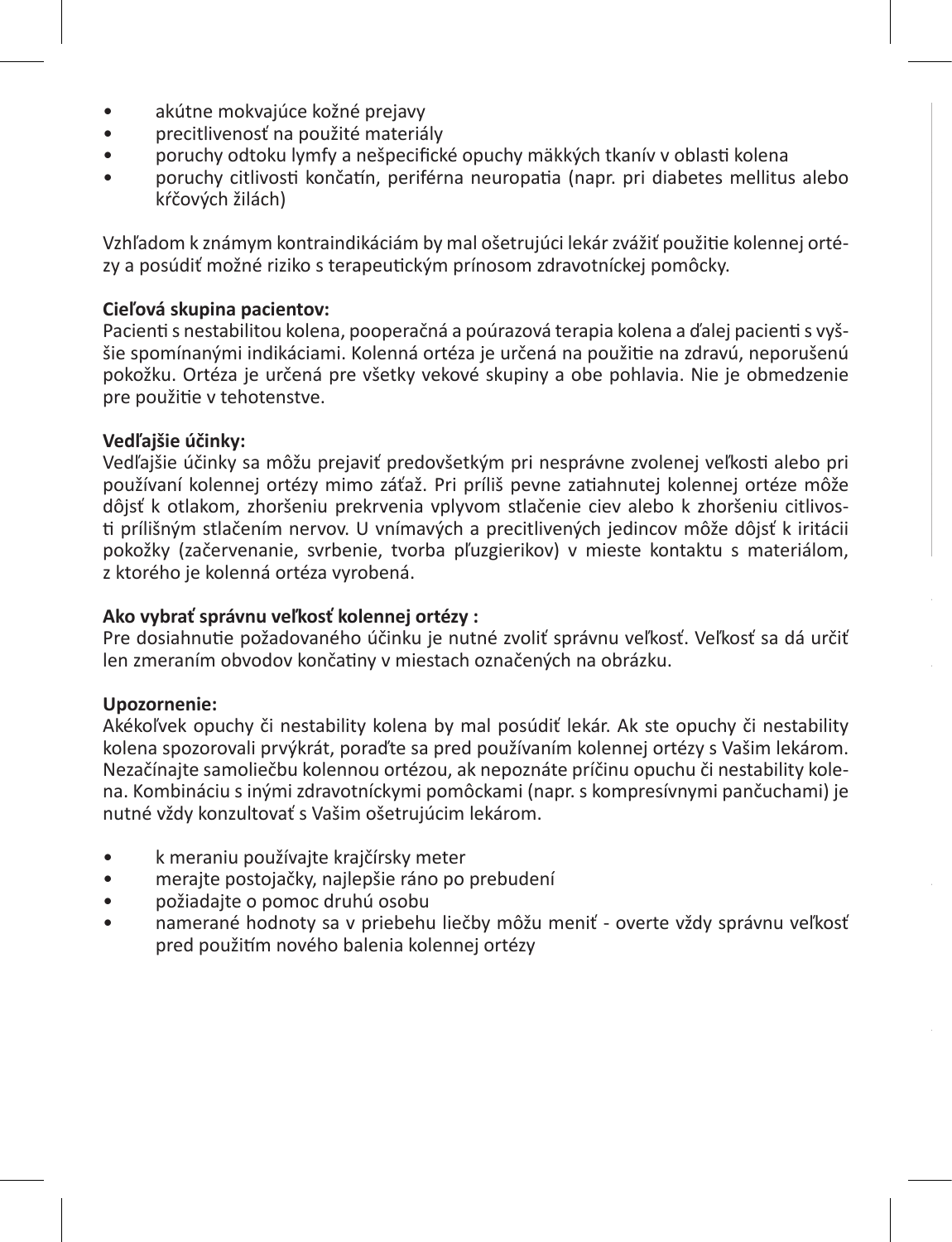- akútne mokvajúce kožné prejavy
- precitlivenosť na použité materiály
- poruchy odtoku lymfy a nešpecifické opuchy mäkkých tkanív v oblasti kolena
- poruchy citlivosti končatín, periférna neuropatia (napr. pri diabetes mellitus alebo kŕčových žilách)

Vzhľadom k známym kontraindikáciám by mal ošetrujúci lekár zvážiť použitie kolennej ortézy a posúdiť možné riziko s terapeutickým prínosom zdravotníckej pomôcky.

**Cieľová skupina pacientov:**
Pacienti s nestabilitou kolena, pooperačná a poúrazová terapia kolena a ďalej pacienti s vyššie spomínanými indikáciami. Kolenná ortéza je určená na použitie na zdravú, neporušenú pokožku. Ortéza je určená pre všetky vekové skupiny a obe pohlavia. Nie je obmedzenie pre použitie v tehotenstve.

**Vedľajšie účinky:**
Vedľajšie účinky sa môžu prejaviť predovšetkým pri nesprávne zvolenej veľkosti alebo pri používaní kolennej ortézy mimo záťaž. Pri príliš pevne zatiahnutej kolennej ortéze môže dôjsť k otlakom, zhoršeniu prekrvenia vplyvom stlačenie ciev alebo k zhoršeniu citlivosti prílišným stlačením nervov. U vnímavých a precitlivených jedincov môže dôjsť k iritácii pokožky (začervenanie, svrbenie, tvorba pľuzgierikov) v mieste kontaktu s materiálom, z ktorého je kolenná ortéza vyrobená.

**Ako vybrať správnu veľkosť kolennej ortézy :**
Pre dosiahnutie požadovaného účinku je nutné zvoliť správnu veľkosť. Veľkosť sa dá určiť len zmeraním obvodov končatiny v miestach označených na obrázku.

**Upozornenie:**
Akékoľvek opuchy či nestability kolena by mal posúdiť lekár. Ak ste opuchy či nestability kolena spozorovali prvýkrát, poraďte sa pred používaním kolennej ortézy s Vašim lekárom. Nezačínajte samoliečbu kolennou ortézou, ak nepoznáte príčinu opuchu či nestability kolena. Kombináciu s inými zdravotníckymi pomôckami (napr. s kompresívnymi pančuchami) je nutné vždy konzultovať s Vašim ošetrujúcim lekárom.

- k meraniu používajte krajčírsky meter
- merajte postojačky, najlepšie ráno po prebudení
- požiadajte o pomoc druhú osobu
- namerané hodnoty sa v priebehu liečby môžu meniť - overte vždy správnu veľkosť pred použitím nového balenia kolennej ortézy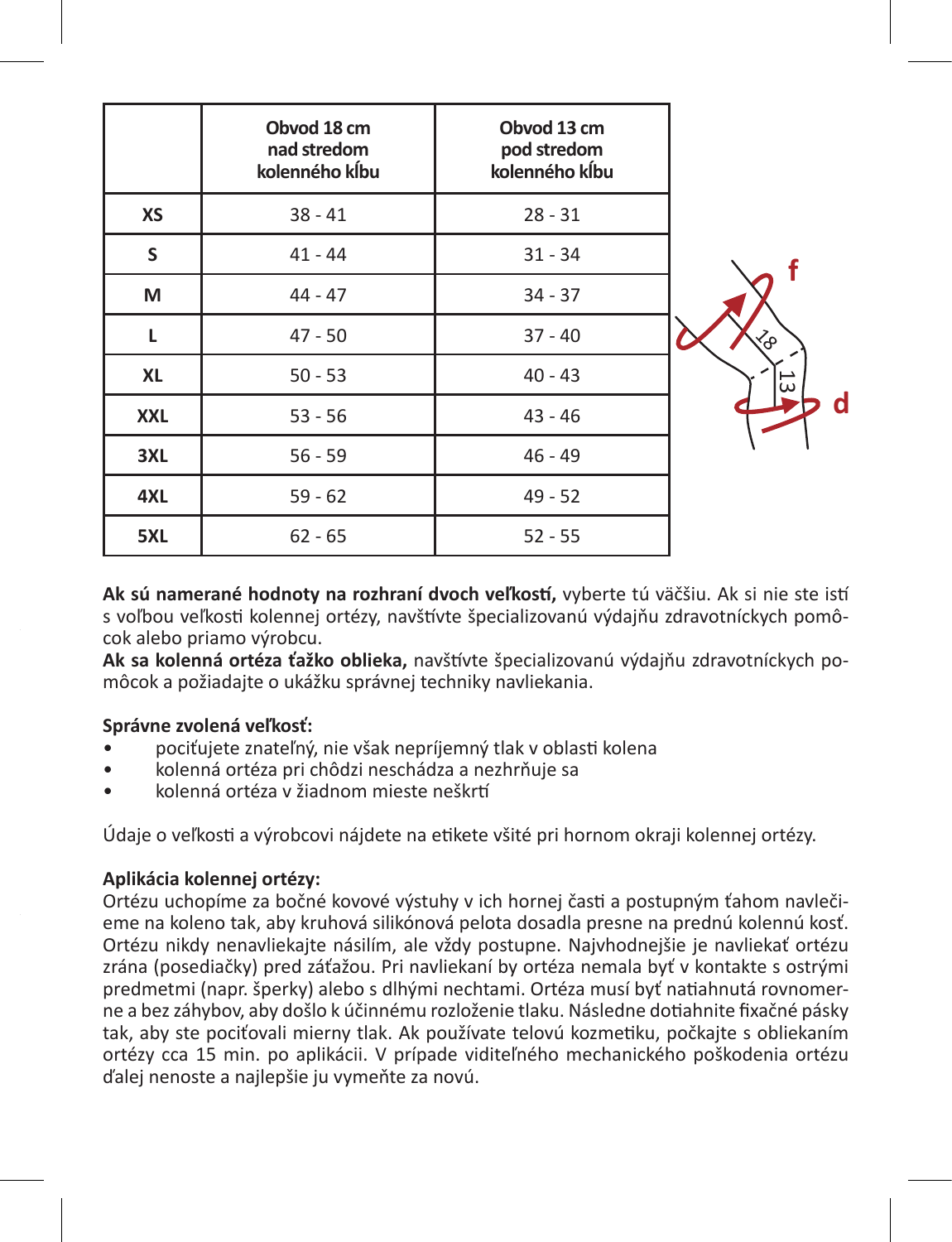| | Obvod 18 cm nad stredom kolenného kĺbu | Obvod 13 cm pod stredom kolenného kĺbu |
|---|---|---|
| **XS** | 38 - 41 | 28 - 31 |
| **S** | 41 - 44 | 31 - 34 |
| **M** | 44 - 47 | 34 - 37 |
| **L** | 47 - 50 | 37 - 40 |
| **XL** | 50 - 53 | 40 - 43 |
| **XXL** | 53 - 56 | 43 - 46 |
| **3XL** | 56 - 59 | 46 - 49 |
| **4XL** | 59 - 62 | 49 - 52 |
| **5XL** | 62 - 65 | 52 - 55 |

**Ak sú namerané hodnoty na rozhraní dvoch veľkostí,** vyberte tú väčšiu. Ak si nie ste istí s voľbou veľkosti kolennej ortézy, navštívte špecializovanú výdajňu zdravotníckych pomôcok alebo priamo výrobcu.
**Ak sa kolenná ortéza ťažko oblieka,** navštívte špecializovanú výdajňu zdravotníckych pomôcok a požiadajte o ukážku správnej techniky navliekania.

**Správne zvolená veľkosť:**

- pociťujete znateľný, nie však nepríjemný tlak v oblasti kolena
- kolenná ortéza pri chôdzi neschádza a nezhrňuje sa
- kolenná ortéza v žiadnom mieste neškrtí

Údaje o veľkosti a výrobcovi nájdete na etikete všité pri hornom okraji kolennej ortézy.

**Aplikácia kolennej ortézy:**
Ortézu uchopíme za bočné kovové výstuhy v ich hornej časti a postupným ťahom navlečieme na koleno tak, aby kruhová silikónová pelota dosadla presne na prednú kolennú kosť. Ortézu nikdy nenavliekajte násilím, ale vždy postupne. Najvhodnejšie je navliekať ortézu zrána (posediačky) pred záťažou. Pri navliekaní by ortéza nemala byť v kontakte s ostrými predmetmi (napr. šperky) alebo s dlhými nechtami. Ortéza musí byť natiahnutá rovnomerne a bez záhybov, aby došlo k účinnému rozloženie tlaku. Následne dotiahnite fixačné pásky tak, aby ste pociťovali mierny tlak. Ak používate telovú kozmetiku, počkajte s obliekaním ortézy cca 15 min. po aplikácii. V prípade viditeľného mechanického poškodenia ortézu ďalej nenoste a najlepšie ju vymeňte za novú.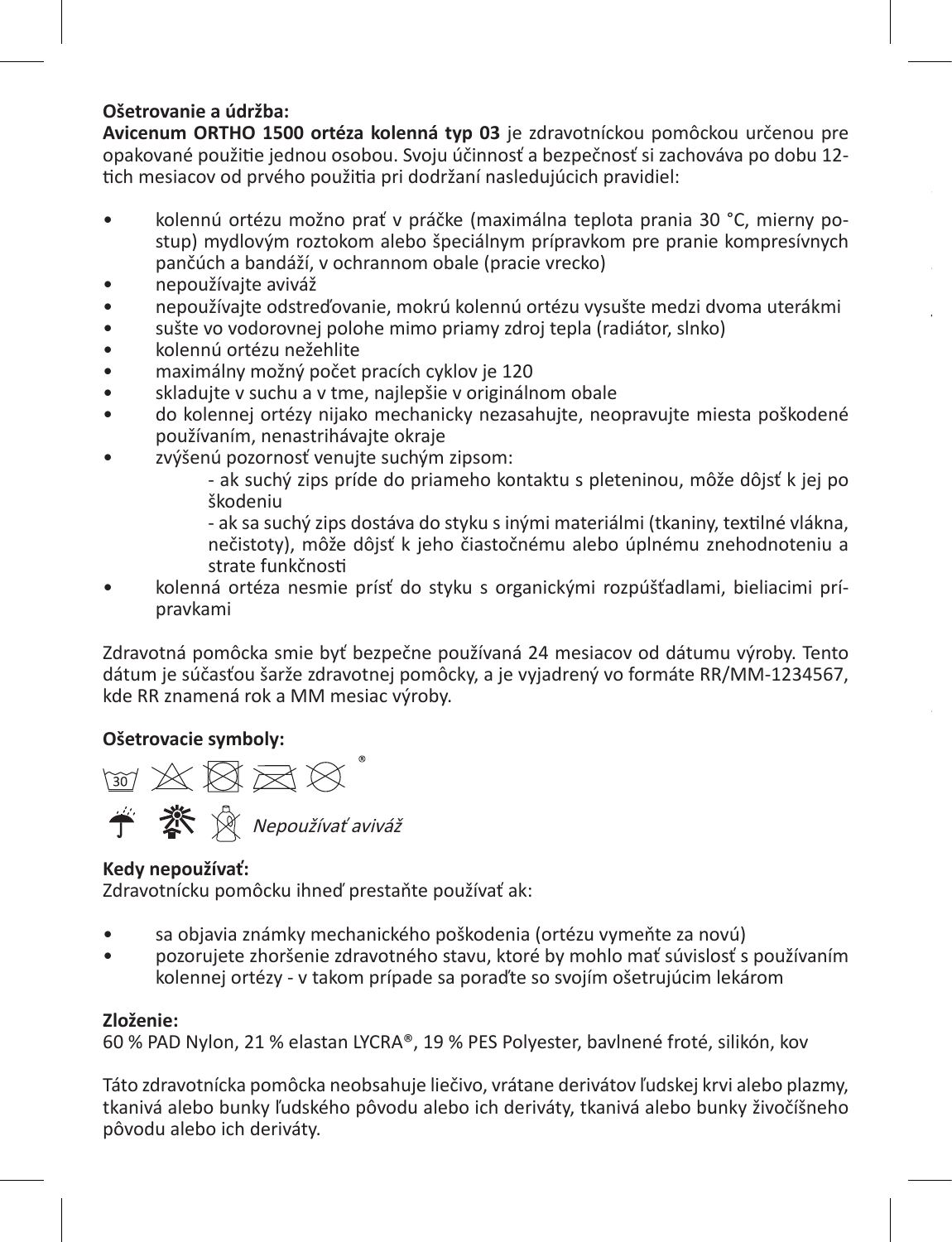**Ošetrovanie a údržba:**
**Avicenum ORTHO 1500 ortéza kolenná typ 03** je zdravotníckou pomôckou určenou pre opakované použitie jednou osobou. Svoju účinnosť a bezpečnosť si zachováva po dobu 12-tich mesiacov od prvého použitia pri dodržaní nasledujúcich pravidiel:

- kolennú ortézu možno prať v práčke (maximálna teplota prania 30 °C, mierny postup) mydlovým roztokom alebo špeciálnym prípravkom pre pranie kompresívnych pančúch a bandáží, v ochrannom obale (pracie vrecko)
- nepoužívajte aviváž
- nepoužívajte odstreďovanie, mokrú kolennú ortézu vysušte medzi dvoma uterákmi
- sušte vo vodorovnej polohe mimo priamy zdroj tepla (radiátor, slnko)
- kolennú ortézu nežehlite
- maximálny možný počet pracích cyklov je 120
- skladujte v suchu a v tme, najlepšie v originálnom obale
- do kolennej ortézy nijako mechanicky nezasahujte, neopravujte miesta poškodené používaním, nenastrihávajte okraje
- zvýšenú pozornosť venujte suchým zipsom:
  - ak suchý zips príde do priameho kontaktu s pleteninou, môže dôjsť k jej poškodeniu
  - ak sa suchý zips dostáva do styku s inými materiálmi (tkaniny, textilné vlákna, nečistoty), môže dôjsť k jeho čiastočnému alebo úplnému znehodnoteniu a strate funkčnosti
- kolenná ortéza nesmie prísť do styku s organickými rozpúšťadlami, bieliacimi prípravkami

Zdravotná pomôcka smie byť bezpečne používaná 24 mesiacov od dátumu výroby. Tento dátum je súčasťou šarže zdravotnej pomôcky, a je vyjadrený vo formáte RR/MM-1234567, kde RR znamená rok a MM mesiac výroby.

**Ošetrovacie symboly:**

30 ®

*Nepoužívať aviváž*

**Kedy nepoužívať:**
Zdravotnícku pomôcku ihneď prestaňte používať ak:

- sa objavia známky mechanického poškodenia (ortézu vymeňte za novú)
- pozorujete zhoršenie zdravotného stavu, ktoré by mohlo mať súvislosť s používaním kolennej ortézy - v takom prípade sa poraďte so svojím ošetrujúcim lekárom

**Zloženie:**
60 % PAD Nylon, 21 % elastan LYCRA®, 19 % PES Polyester, bavlnené froté, silikón, kov

Táto zdravotnícka pomôcka neobsahuje liečivo, vrátane derivátov ľudskej krvi alebo plazmy, tkanivá alebo bunky ľudského pôvodu alebo ich deriváty, tkanivá alebo bunky živočíšneho pôvodu alebo ich deriváty.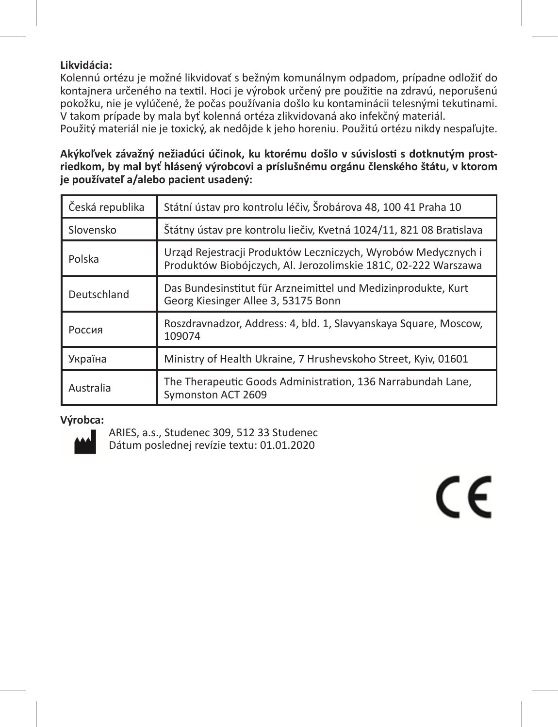**Likvidácia:**
Kolennú ortézu je možné likvidovať s bežným komunálnym odpadom, prípadne odložiť do kontajnera určeného na textil. Hoci je výrobok určený pre použitie na zdravú, neporušenú pokožku, nie je vylúčené, že počas používania došlo ku kontaminácii telesnými tekutinami. V takom prípade by mala byť kolenná ortéza zlikvidovaná ako infekčný materiál.
Použitý materiál nie je toxický, ak nedôjde k jeho horeniu. Použitú ortézu nikdy nespaľujte.

**Akýkoľvek závažný nežiadúci účinok, ku ktorému došlo v súvislosti s dotknutým prostriedkom, by mal byť hlásený výrobcovi a príslušnému orgánu členského štátu, v ktorom je používateľ a/alebo pacient usadený:**

| | |
|---|---|
| Česká republika | Státní ústav pro kontrolu léčiv, Šrobárova 48, 100 41 Praha 10 |
| Slovensko | Štátny ústav pre kontrolu liečiv, Kvetná 1024/11, 821 08 Bratislava |
| Polska | Urząd Rejestracji Produktów Leczniczych, Wyrobów Medycznych i Produktów Biobójczych, Al. Jerozolimskie 181C, 02-222 Warszawa |
| Deutschland | Das Bundesinstitut für Arzneimittel und Medizinprodukte, Kurt Georg Kiesinger Allee 3, 53175 Bonn |
| Россия | Roszdravnadzor, Address: 4, bld. 1, Slavyanskaya Square, Moscow, 109074 |
| Україна | Ministry of Health Ukraine, 7 Hrushevskoho Street, Kyiv, 01601 |
| Australia | The Therapeutic Goods Administration, 136 Narrabundah Lane, Symonston ACT 2609 |

**Výrobca:**
ARIES, a.s., Studenec 309, 512 33 Studenec
Dátum poslednej revízie textu: 01.01.2020

CE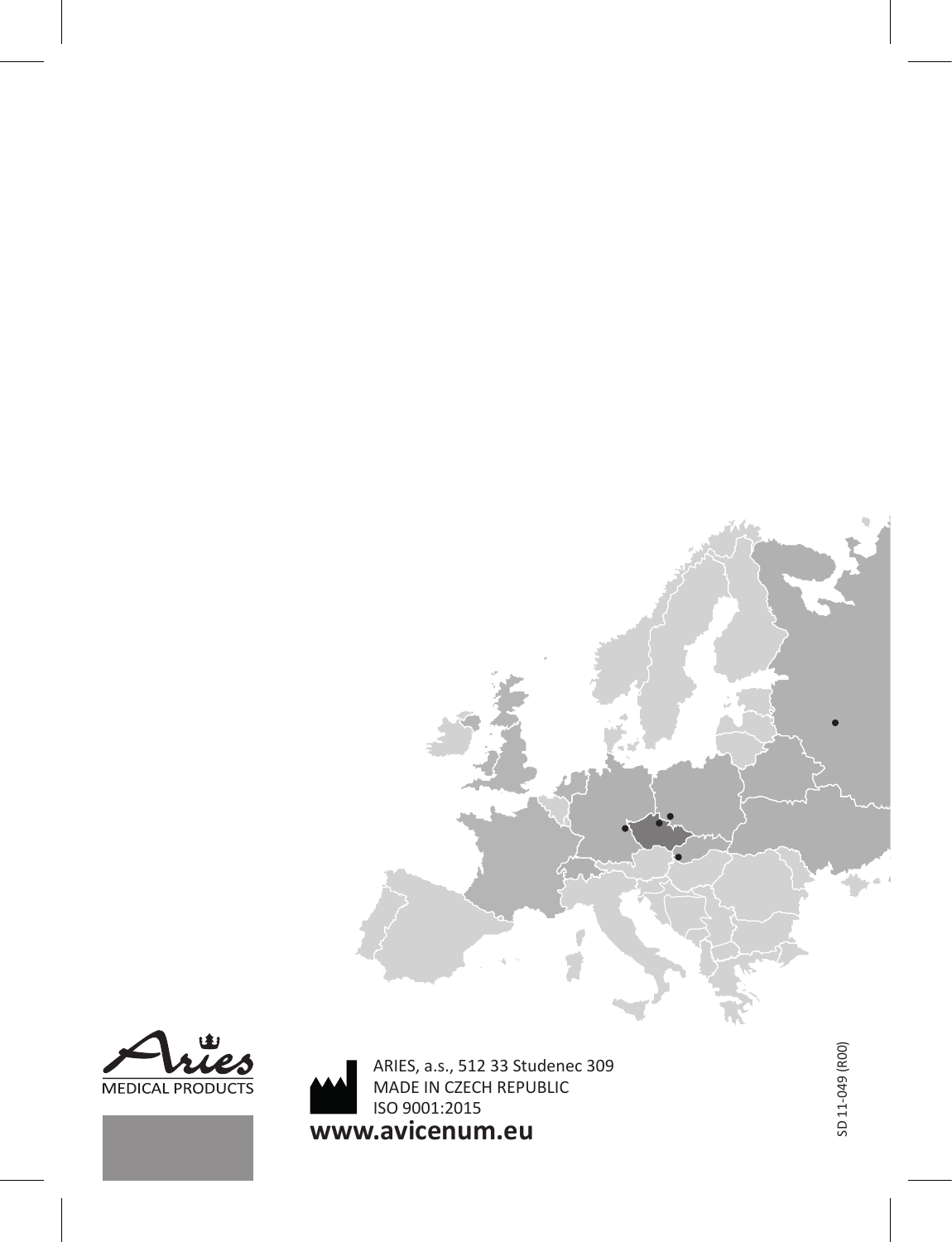Aries

MEDICAL PRODUCTS

ARIES, a.s., 512 33 Studenec 309
MADE IN CZECH REPUBLIC
ISO 9001:2015

**www.avicenum.eu**

SD 11-049 (R00)